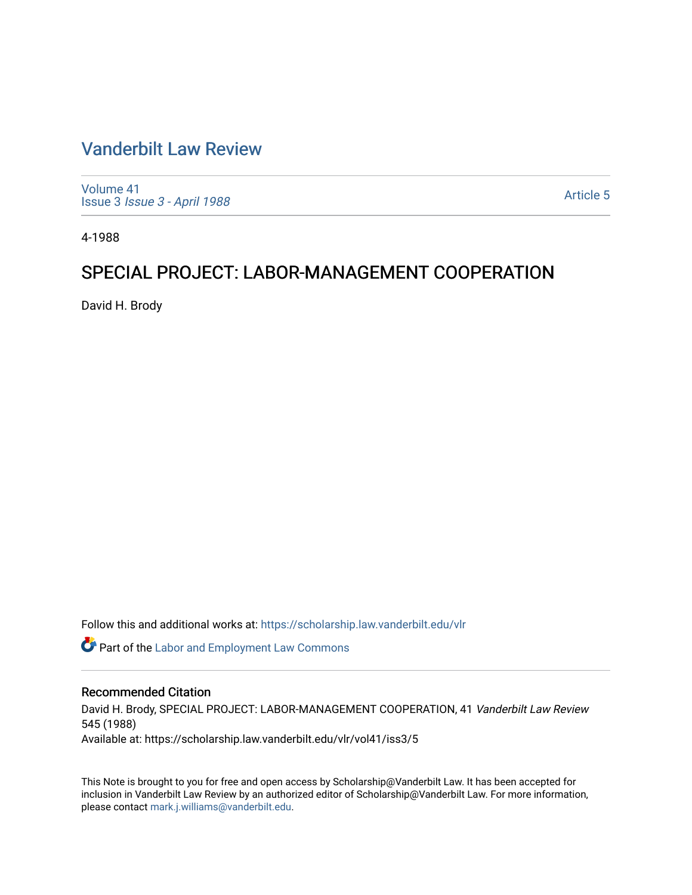# Vanderbilt Law Review

Volume 41
Issue 3 *Issue 3 - April 1988*

Article 5

4-1988

## SPECIAL PROJECT: LABOR-MANAGEMENT COOPERATION

David H. Brody

Follow this and additional works at: https://scholarship.law.vanderbilt.edu/vlr

Part of the Labor and Employment Law Commons

### Recommended Citation

David H. Brody, SPECIAL PROJECT: LABOR-MANAGEMENT COOPERATION, 41 *Vanderbilt Law Review* 545 (1988)
Available at: https://scholarship.law.vanderbilt.edu/vlr/vol41/iss3/5

This Note is brought to you for free and open access by Scholarship@Vanderbilt Law. It has been accepted for inclusion in Vanderbilt Law Review by an authorized editor of Scholarship@Vanderbilt Law. For more information, please contact mark.j.williams@vanderbilt.edu.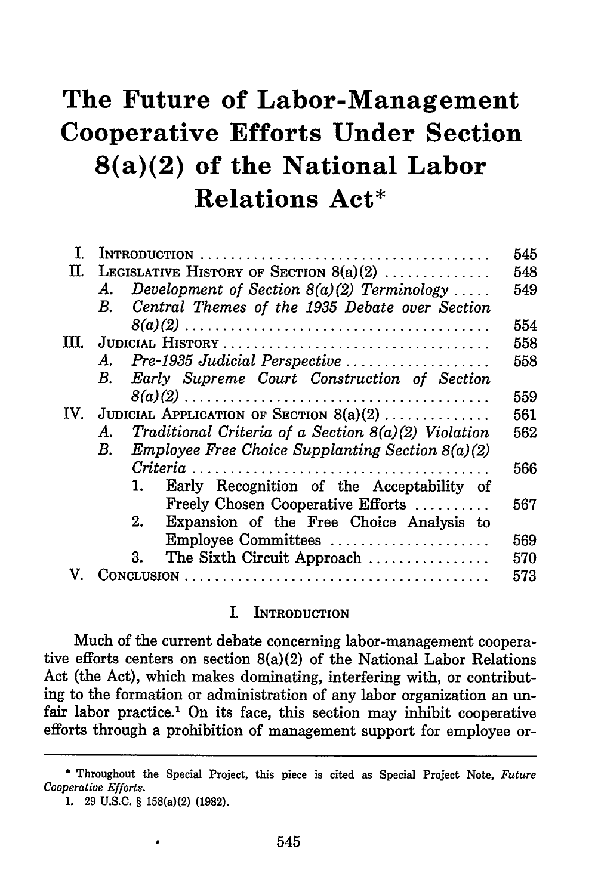# The Future of Labor-Management Cooperative Efforts Under Section 8(a)(2) of the National Labor Relations Act*

| | | |
|---|---|---|
| I. | INTRODUCTION | 545 |
| II. | LEGISLATIVE HISTORY OF SECTION 8(a)(2) | 548 |
| | A. *Development of Section 8(a)(2) Terminology* | 549 |
| | B. *Central Themes of the 1935 Debate over Section 8(a)(2)* | 554 |
| III. | JUDICIAL HISTORY | 558 |
| | A. *Pre-1935 Judicial Perspective* | 558 |
| | B. *Early Supreme Court Construction of Section 8(a)(2)* | 559 |
| IV. | JUDICIAL APPLICATION OF SECTION 8(a)(2) | 561 |
| | A. *Traditional Criteria of a Section 8(a)(2) Violation* | 562 |
| | B. *Employee Free Choice Supplanting Section 8(a)(2) Criteria* | 566 |
| | 1. Early Recognition of the Acceptability of Freely Chosen Cooperative Efforts | 567 |
| | 2. Expansion of the Free Choice Analysis to Employee Committees | 569 |
| | 3. The Sixth Circuit Approach | 570 |
| V. | CONCLUSION | 573 |

## I. INTRODUCTION

Much of the current debate concerning labor-management cooperative efforts centers on section 8(a)(2) of the National Labor Relations Act (the Act), which makes dominating, interfering with, or contributing to the formation or administration of any labor organization an unfair labor practice.[1] On its face, this section may inhibit cooperative efforts through a prohibition of management support for employee or-

---

\* Throughout the Special Project, this piece is cited as Special Project Note, *Future Cooperative Efforts*.

1. 29 U.S.C. § 158(a)(2) (1982).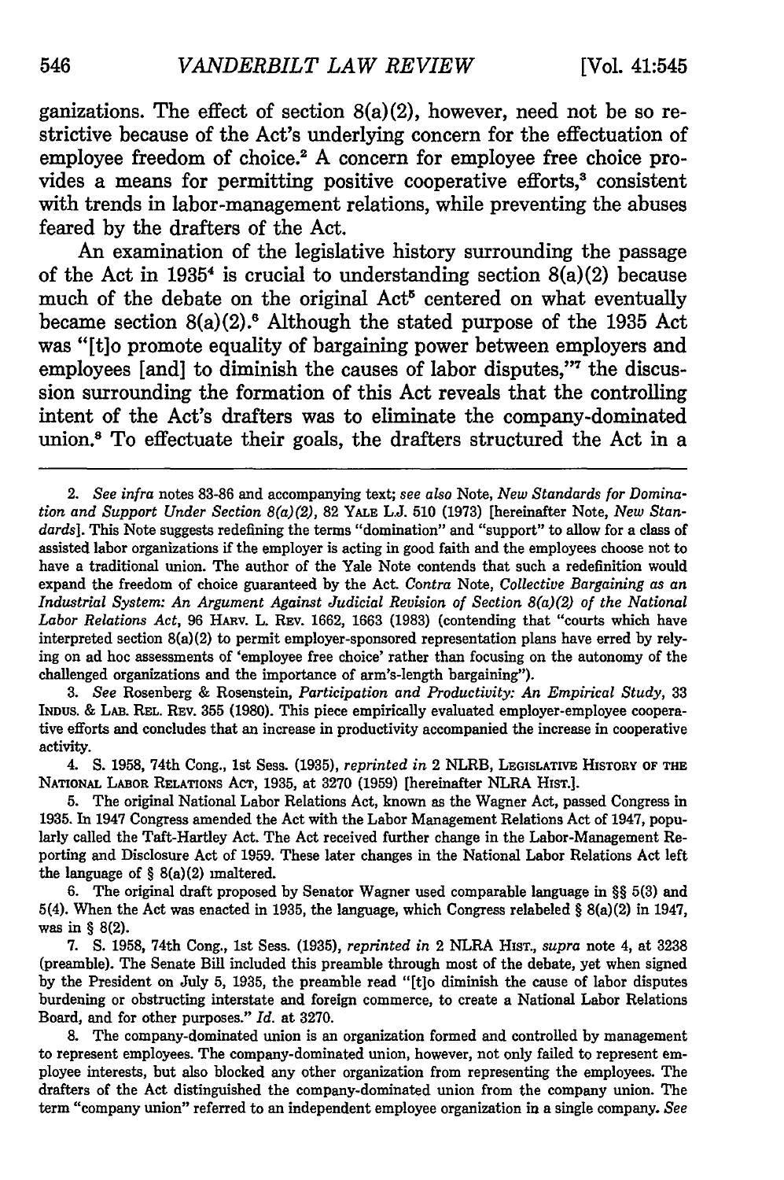ganizations. The effect of section 8(a)(2), however, need not be so restrictive because of the Act's underlying concern for the effectuation of employee freedom of choice.[2] A concern for employee free choice provides a means for permitting positive cooperative efforts,[3] consistent with trends in labor-management relations, while preventing the abuses feared by the drafters of the Act.

An examination of the legislative history surrounding the passage of the Act in 1935[4] is crucial to understanding section 8(a)(2) because much of the debate on the original Act[5] centered on what eventually became section 8(a)(2).[6] Although the stated purpose of the 1935 Act was "[t]o promote equality of bargaining power between employers and employees [and] to diminish the causes of labor disputes,"[7] the discussion surrounding the formation of this Act reveals that the controlling intent of the Act's drafters was to eliminate the company-dominated union.[8] To effectuate their goals, the drafters structured the Act in a

---

2. *See infra* notes 83-86 and accompanying text; *see also* Note, *New Standards for Domination and Support Under Section 8(a)(2)*, 82 YALE L.J. 510 (1973) [hereinafter Note, *New Standards*]. This Note suggests redefining the terms "domination" and "support" to allow for a class of assisted labor organizations if the employer is acting in good faith and the employees choose not to have a traditional union. The author of the Yale Note contends that such a redefinition would expand the freedom of choice guaranteed by the Act. *Contra* Note, *Collective Bargaining as an Industrial System: An Argument Against Judicial Revision of Section 8(a)(2) of the National Labor Relations Act*, 96 HARV. L. REV. 1662, 1663 (1983) (contending that "courts which have interpreted section 8(a)(2) to permit employer-sponsored representation plans have erred by relying on ad hoc assessments of 'employee free choice' rather than focusing on the autonomy of the challenged organizations and the importance of arm's-length bargaining").

3. *See* Rosenberg & Rosenstein, *Participation and Productivity: An Empirical Study*, 33 INDUS. & LAB. REL. REV. 355 (1980). This piece empirically evaluated employer-employee cooperative efforts and concludes that an increase in productivity accompanied the increase in cooperative activity.

4. S. 1958, 74th Cong., 1st Sess. (1935), *reprinted in* 2 NLRB, LEGISLATIVE HISTORY OF THE NATIONAL LABOR RELATIONS ACT, 1935, at 3270 (1959) [hereinafter NLRA HIST.].

5. The original National Labor Relations Act, known as the Wagner Act, passed Congress in 1935. In 1947 Congress amended the Act with the Labor Management Relations Act of 1947, popularly called the Taft-Hartley Act. The Act received further change in the Labor-Management Reporting and Disclosure Act of 1959. These later changes in the National Labor Relations Act left the language of § 8(a)(2) unaltered.

6. The original draft proposed by Senator Wagner used comparable language in §§ 5(3) and 5(4). When the Act was enacted in 1935, the language, which Congress relabeled § 8(a)(2) in 1947, was in § 8(2).

7. S. 1958, 74th Cong., 1st Sess. (1935), *reprinted in* 2 NLRA HIST., *supra* note 4, at 3238 (preamble). The Senate Bill included this preamble through most of the debate, yet when signed by the President on July 5, 1935, the preamble read "[t]o diminish the cause of labor disputes burdening or obstructing interstate and foreign commerce, to create a National Labor Relations Board, and for other purposes." *Id.* at 3270.

8. The company-dominated union is an organization formed and controlled by management to represent employees. The company-dominated union, however, not only failed to represent employee interests, but also blocked any other organization from representing the employees. The drafters of the Act distinguished the company-dominated union from the company union. The term "company union" referred to an independent employee organization in a single company. *See*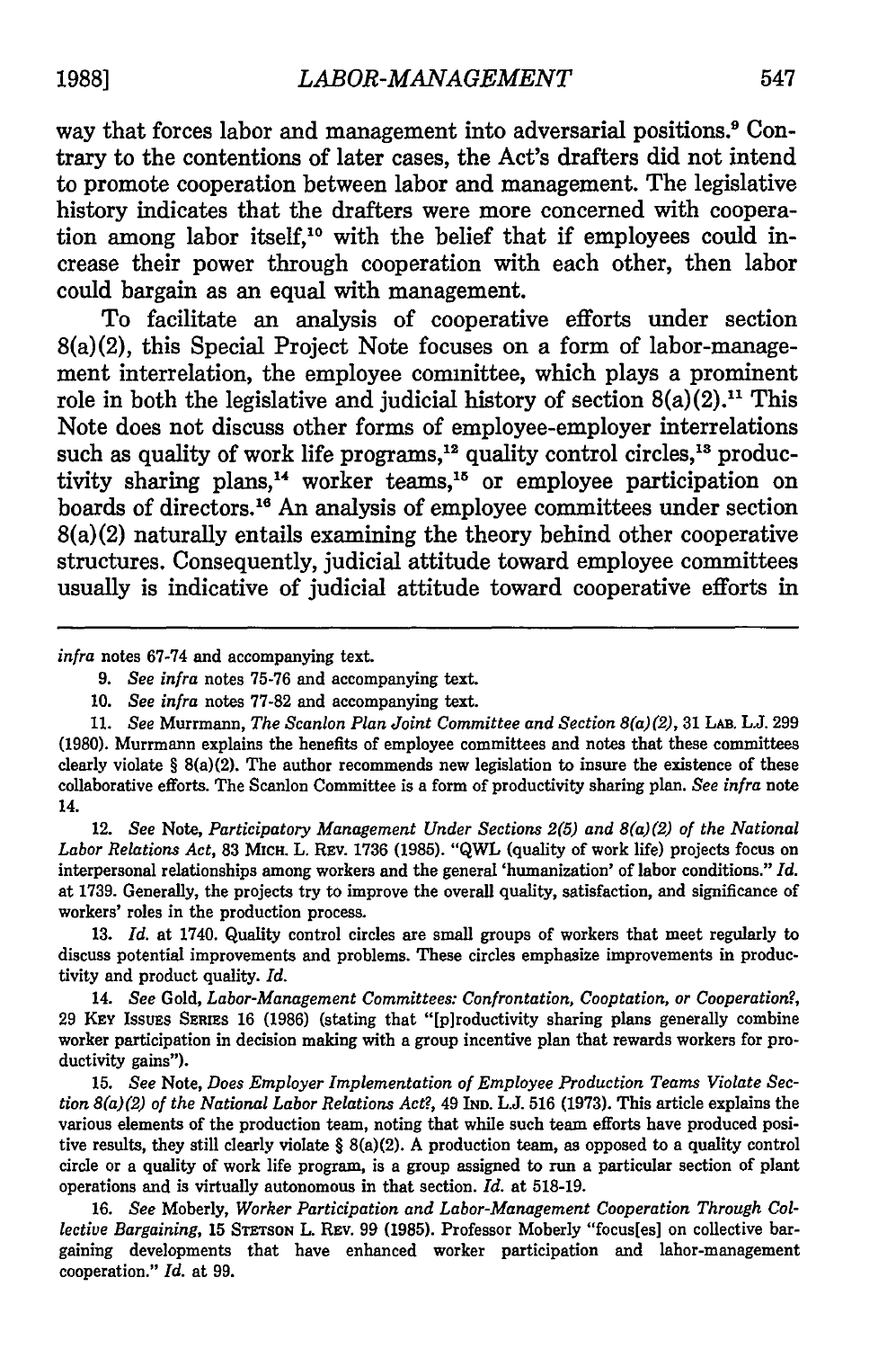way that forces labor and management into adversarial positions.[9] Contrary to the contentions of later cases, the Act's drafters did not intend to promote cooperation between labor and management. The legislative history indicates that the drafters were more concerned with cooperation among labor itself,[10] with the belief that if employees could increase their power through cooperation with each other, then labor could bargain as an equal with management.

To facilitate an analysis of cooperative efforts under section 8(a)(2), this Special Project Note focuses on a form of labor-management interrelation, the employee committee, which plays a prominent role in both the legislative and judicial history of section 8(a)(2).[11] This Note does not discuss other forms of employee-employer interrelations such as quality of work life programs,[12] quality control circles,[13] productivity sharing plans,[14] worker teams,[15] or employee participation on boards of directors.[16] An analysis of employee committees under section 8(a)(2) naturally entails examining the theory behind other cooperative structures. Consequently, judicial attitude toward employee committees usually is indicative of judicial attitude toward cooperative efforts in

---

*infra* notes 67-74 and accompanying text.

9. *See infra* notes 75-76 and accompanying text.

10. *See infra* notes 77-82 and accompanying text.

11. *See* Murrmann, *The Scanlon Plan Joint Committee and Section 8(a)(2)*, 31 LAB. L.J. 299 (1980). Murrmann explains the benefits of employee committees and notes that these committees clearly violate § 8(a)(2). The author recommends new legislation to insure the existence of these collaborative efforts. The Scanlon Committee is a form of productivity sharing plan. *See infra* note 14.

12. *See* Note, *Participatory Management Under Sections 2(5) and 8(a)(2) of the National Labor Relations Act*, 83 MICH. L. REV. 1736 (1985). "QWL (quality of work life) projects focus on interpersonal relationships among workers and the general 'humanization' of labor conditions." *Id.* at 1739. Generally, the projects try to improve the overall quality, satisfaction, and significance of workers' roles in the production process.

13. *Id.* at 1740. Quality control circles are small groups of workers that meet regularly to discuss potential improvements and problems. These circles emphasize improvements in productivity and product quality. *Id.*

14. *See* Gold, *Labor-Management Committees: Confrontation, Cooptation, or Cooperation?*, 29 KEY ISSUES SERIES 16 (1986) (stating that "[p]roductivity sharing plans generally combine worker participation in decision making with a group incentive plan that rewards workers for productivity gains").

15. *See* Note, *Does Employer Implementation of Employee Production Teams Violate Section 8(a)(2) of the National Labor Relations Act?*, 49 IND. L.J. 516 (1973). This article explains the various elements of the production team, noting that while such team efforts have produced positive results, they still clearly violate § 8(a)(2). A production team, as opposed to a quality control circle or a quality of work life program, is a group assigned to run a particular section of plant operations and is virtually autonomous in that section. *Id.* at 518-19.

16. *See* Moberly, *Worker Participation and Labor-Management Cooperation Through Collective Bargaining*, 15 STETSON L. REV. 99 (1985). Professor Moberly "focus[es] on collective bargaining developments that have enhanced worker participation and labor-management cooperation." *Id.* at 99.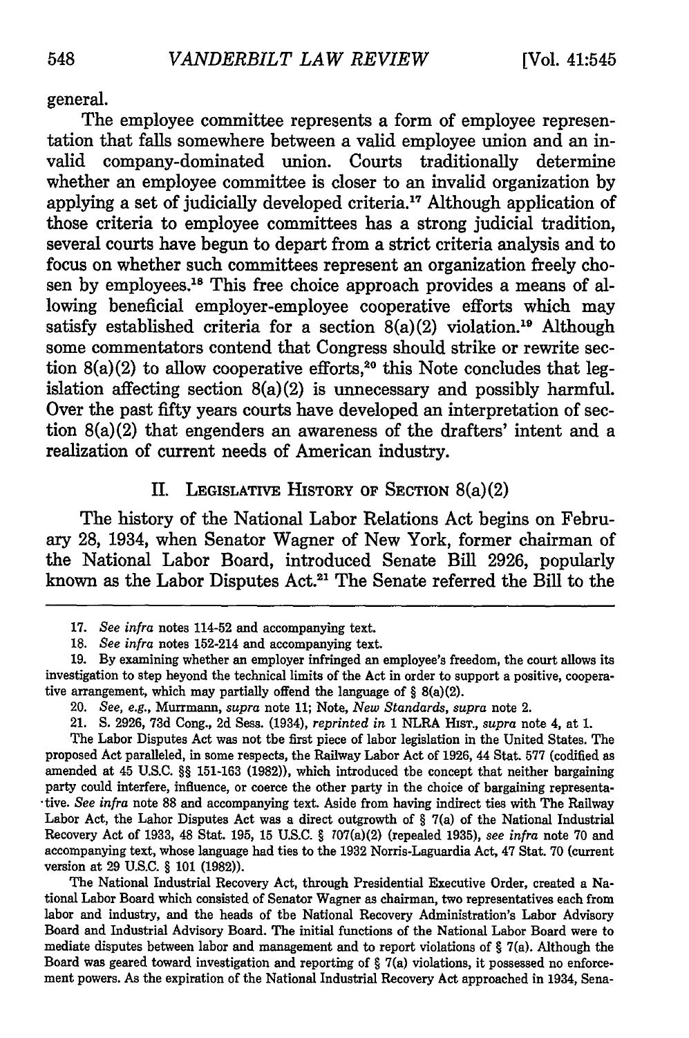general.

The employee committee represents a form of employee representation that falls somewhere between a valid employee union and an invalid company-dominated union. Courts traditionally determine whether an employee committee is closer to an invalid organization by applying a set of judicially developed criteria.[17] Although application of those criteria to employee committees has a strong judicial tradition, several courts have begun to depart from a strict criteria analysis and to focus on whether such committees represent an organization freely chosen by employees.[18] This free choice approach provides a means of allowing beneficial employer-employee cooperative efforts which may satisfy established criteria for a section 8(a)(2) violation.[19] Although some commentators contend that Congress should strike or rewrite section 8(a)(2) to allow cooperative efforts,[20] this Note concludes that legislation affecting section 8(a)(2) is unnecessary and possibly harmful. Over the past fifty years courts have developed an interpretation of section 8(a)(2) that engenders an awareness of the drafters' intent and a realization of current needs of American industry.

## II. Legislative History of Section 8(a)(2)

The history of the National Labor Relations Act begins on February 28, 1934, when Senator Wagner of New York, former chairman of the National Labor Board, introduced Senate Bill 2926, popularly known as the Labor Disputes Act.[21] The Senate referred the Bill to the

---

17. *See infra* notes 114-52 and accompanying text.

18. *See infra* notes 152-214 and accompanying text.

19. By examining whether an employer infringed an employee's freedom, the court allows its investigation to step beyond the technical limits of the Act in order to support a positive, cooperative arrangement, which may partially offend the language of § 8(a)(2).

20. *See, e.g.*, Murrmann, *supra* note 11; Note, *New Standards*, *supra* note 2.

21. S. 2926, 73d Cong., 2d Sess. (1934), *reprinted in* 1 NLRA Hist., *supra* note 4, at 1.

The Labor Disputes Act was not the first piece of labor legislation in the United States. The proposed Act paralleled, in some respects, the Railway Labor Act of 1926, 44 Stat. 577 (codified as amended at 45 U.S.C. §§ 151-163 (1982)), which introduced the concept that neither bargaining party could interfere, influence, or coerce the other party in the choice of bargaining representative. *See infra* note 88 and accompanying text. Aside from having indirect ties with The Railway Labor Act, the Labor Disputes Act was a direct outgrowth of § 7(a) of the National Industrial Recovery Act of 1933, 48 Stat. 195, 15 U.S.C. § 707(a)(2) (repealed 1935), *see infra* note 70 and accompanying text, whose language had ties to the 1932 Norris-Laguardia Act, 47 Stat. 70 (current version at 29 U.S.C. § 101 (1982)).

The National Industrial Recovery Act, through Presidential Executive Order, created a National Labor Board which consisted of Senator Wagner as chairman, two representatives each from labor and industry, and the heads of the National Recovery Administration's Labor Advisory Board and Industrial Advisory Board. The initial functions of the National Labor Board were to mediate disputes between labor and management and to report violations of § 7(a). Although the Board was geared toward investigation and reporting of § 7(a) violations, it possessed no enforcement powers. As the expiration of the National Industrial Recovery Act approached in 1934, Sena-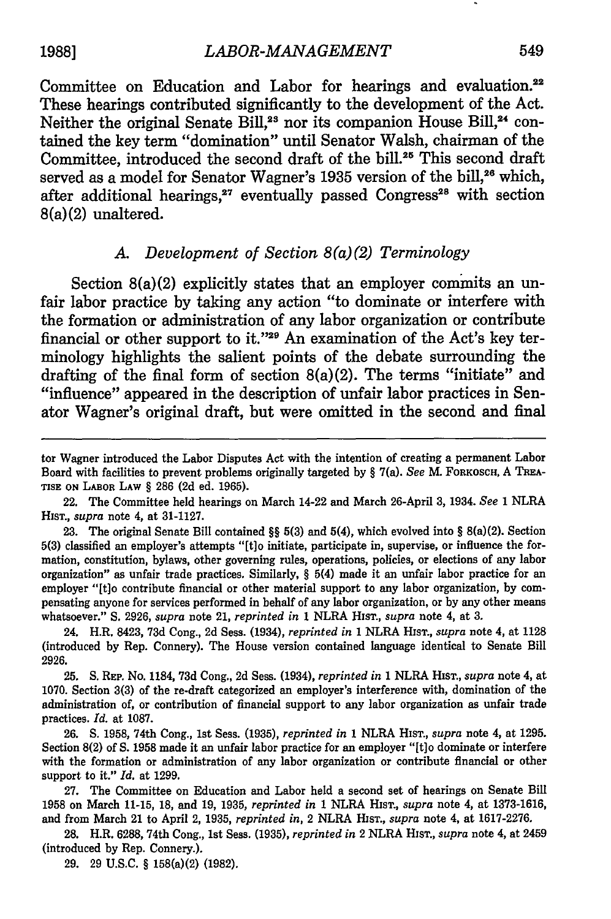Committee on Education and Labor for hearings and evaluation.[22] These hearings contributed significantly to the development of the Act. Neither the original Senate Bill,[23] nor its companion House Bill,[24] contained the key term "domination" until Senator Walsh, chairman of the Committee, introduced the second draft of the bill.[25] This second draft served as a model for Senator Wagner's 1935 version of the bill,[26] which, after additional hearings,[27] eventually passed Congress[28] with section 8(a)(2) unaltered.

### *A. Development of Section 8(a)(2) Terminology*

Section 8(a)(2) explicitly states that an employer commits an unfair labor practice by taking any action "to dominate or interfere with the formation or administration of any labor organization or contribute financial or other support to it."[29] An examination of the Act's key terminology highlights the salient points of the debate surrounding the drafting of the final form of section 8(a)(2). The terms "initiate" and "influence" appeared in the description of unfair labor practices in Senator Wagner's original draft, but were omitted in the second and final

---

tor Wagner introduced the Labor Disputes Act with the intention of creating a permanent Labor Board with facilities to prevent problems originally targeted by § 7(a). *See* M. FORKOSCH, A TREATISE ON LABOR LAW § 286 (2d ed. 1965).

22. The Committee held hearings on March 14-22 and March 26-April 3, 1934. *See* 1 NLRA HIST., *supra* note 4, at 31-1127.

23. The original Senate Bill contained §§ 5(3) and 5(4), which evolved into § 8(a)(2). Section 5(3) classified an employer's attempts "[t]o initiate, participate in, supervise, or influence the formation, constitution, bylaws, other governing rules, operations, policies, or elections of any labor organization" as unfair trade practices. Similarly, § 5(4) made it an unfair labor practice for an employer "[t]o contribute financial or other material support to any labor organization, by compensating anyone for services performed in behalf of any labor organization, or by any other means whatsoever." S. 2926, *supra* note 21, *reprinted in* 1 NLRA HIST., *supra* note 4, at 3.

24. H.R. 8423, 73d Cong., 2d Sess. (1934), *reprinted in* 1 NLRA HIST., *supra* note 4, at 1128 (introduced by Rep. Connery). The House version contained language identical to Senate Bill 2926.

25. S. REP. No. 1184, 73d Cong., 2d Sess. (1934), *reprinted in* 1 NLRA HIST., *supra* note 4, at 1070. Section 3(3) of the re-draft categorized an employer's interference with, domination of the administration of, or contribution of financial support to any labor organization as unfair trade practices. *Id.* at 1087.

26. S. 1958, 74th Cong., 1st Sess. (1935), *reprinted in* 1 NLRA HIST., *supra* note 4, at 1295. Section 8(2) of S. 1958 made it an unfair labor practice for an employer "[t]o dominate or interfere with the formation or administration of any labor organization or contribute financial or other support to it." *Id.* at 1299.

27. The Committee on Education and Labor held a second set of hearings on Senate Bill 1958 on March 11-15, 18, and 19, 1935, *reprinted in* 1 NLRA HIST., *supra* note 4, at 1373-1616, and from March 21 to April 2, 1935, *reprinted in*, 2 NLRA HIST., *supra* note 4, at 1617-2276.

28. H.R. 6288, 74th Cong., 1st Sess. (1935), *reprinted in* 2 NLRA HIST., *supra* note 4, at 2459 (introduced by Rep. Connery.).

29. 29 U.S.C. § 158(a)(2) (1982).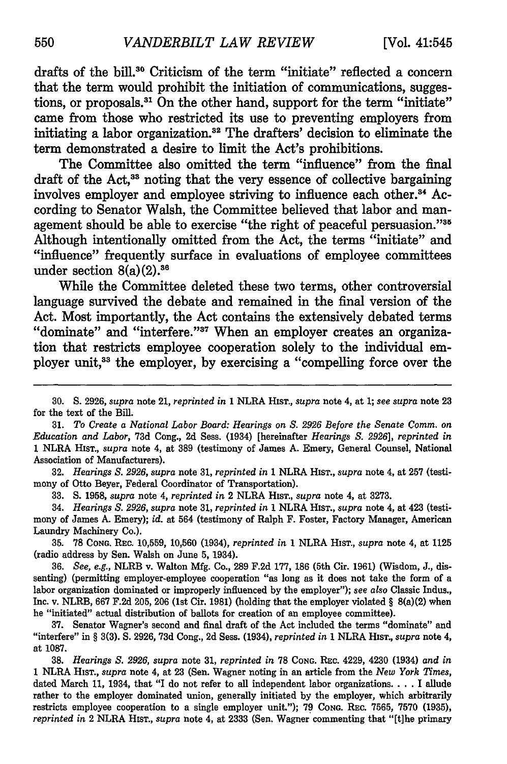drafts of the bill.[30] Criticism of the term "initiate" reflected a concern that the term would prohibit the initiation of communications, suggestions, or proposals.[31] On the other hand, support for the term "initiate" came from those who restricted its use to preventing employers from initiating a labor organization.[32] The drafters' decision to eliminate the term demonstrated a desire to limit the Act's prohibitions.

The Committee also omitted the term "influence" from the final draft of the Act,[33] noting that the very essence of collective bargaining involves employer and employee striving to influence each other.[34] According to Senator Walsh, the Committee believed that labor and management should be able to exercise "the right of peaceful persuasion."[35] Although intentionally omitted from the Act, the terms "initiate" and "influence" frequently surface in evaluations of employee committees under section 8(a)(2).[36]

While the Committee deleted these two terms, other controversial language survived the debate and remained in the final version of the Act. Most importantly, the Act contains the extensively debated terms "dominate" and "interfere."[37] When an employer creates an organization that restricts employee cooperation solely to the individual employer unit,[38] the employer, by exercising a "compelling force over the

---

30. S. 2926, *supra* note 21, *reprinted in* 1 NLRA HIST., *supra* note 4, at 1; *see supra* note 23 for the text of the Bill.

31. *To Create a National Labor Board: Hearings on S. 2926 Before the Senate Comm. on Education and Labor*, 73d Cong., 2d Sess. (1934) [hereinafter *Hearings S. 2926*], *reprinted in* 1 NLRA HIST., *supra* note 4, at 389 (testimony of James A. Emery, General Counsel, National Association of Manufacturers).

32. *Hearings S. 2926*, *supra* note 31, *reprinted in* 1 NLRA HIST., *supra* note 4, at 257 (testimony of Otto Beyer, Federal Coordinator of Transportation).

33. S. 1958, *supra* note 4, *reprinted in* 2 NLRA HIST., *supra* note 4, at 3273.

34. *Hearings S. 2926*, *supra* note 31, *reprinted in* 1 NLRA HIST., *supra* note 4, at 423 (testimony of James A. Emery); *id.* at 564 (testimony of Ralph F. Foster, Factory Manager, American Laundry Machinery Co.).

35. 78 CONG. REC. 10,559, 10,560 (1934), *reprinted in* 1 NLRA HIST., *supra* note 4, at 1125 (radio address by Sen. Walsh on June 5, 1934).

36. *See, e.g.*, NLRB v. Walton Mfg. Co., 289 F.2d 177, 186 (5th Cir. 1961) (Wisdom, J., dissenting) (permitting employer-employee cooperation "as long as it does not take the form of a labor organization dominated or improperly influenced by the employer"); *see also* Classic Indus., Inc. v. NLRB, 667 F.2d 205, 206 (1st Cir. 1981) (holding that the employer violated § 8(a)(2) when he "initiated" actual distribution of ballots for creation of an employee committee).

37. Senator Wagner's second and final draft of the Act included the terms "dominate" and "interfere" in § 3(3). S. 2926, 73d Cong., 2d Sess. (1934), *reprinted in* 1 NLRA HIST., *supra* note 4, at 1087.

38. *Hearings S. 2926*, *supra* note 31, *reprinted in* 78 CONG. REC. 4229, 4230 (1934) *and in* 1 NLRA HIST., *supra* note 4, at 23 (Sen. Wagner noting in an article from the *New York Times*, dated March 11, 1934, that "I do not refer to all independent labor organizations. . . . I allude rather to the employer dominated union, generally initiated by the employer, which arbitrarily restricts employee cooperation to a single employer unit."); 79 CONG. REC. 7565, 7570 (1935), *reprinted in* 2 NLRA HIST., *supra* note 4, at 2333 (Sen. Wagner commenting that "[t]he primary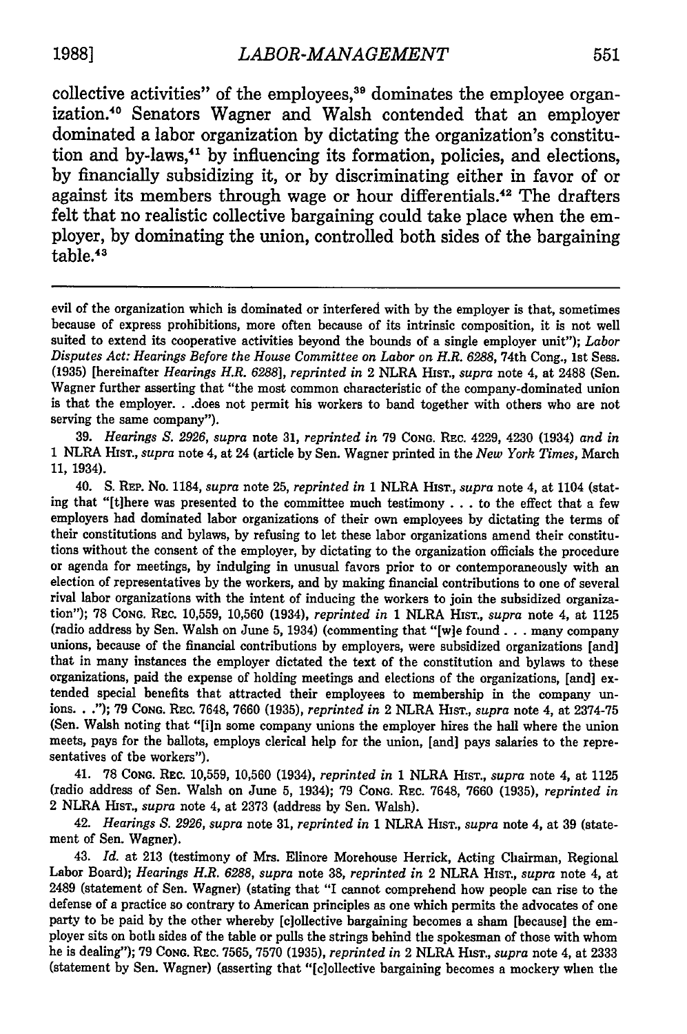collective activities" of the employees,[39] dominates the employee organization.[40] Senators Wagner and Walsh contended that an employer dominated a labor organization by dictating the organization's constitution and by-laws,[41] by influencing its formation, policies, and elections, by financially subsidizing it, or by discriminating either in favor of or against its members through wage or hour differentials.[42] The drafters felt that no realistic collective bargaining could take place when the employer, by dominating the union, controlled both sides of the bargaining table.[43]

---

evil of the organization which is dominated or interfered with by the employer is that, sometimes because of express prohibitions, more often because of its intrinsic composition, it is not well suited to extend its cooperative activities beyond the bounds of a single employer unit"); *Labor Disputes Act: Hearings Before the House Committee on Labor on H.R. 6288*, 74th Cong., 1st Sess. (1935) [hereinafter *Hearings H.R. 6288*], *reprinted in* 2 NLRA HIST., *supra* note 4, at 2488 (Sen. Wagner further asserting that "the most common characteristic of the company-dominated union is that the employer. . .does not permit his workers to band together with others who are not serving the same company").

39. *Hearings S. 2926*, *supra* note 31, *reprinted in* 79 CONG. REC. 4229, 4230 (1934) *and in* 1 NLRA HIST., *supra* note 4, at 24 (article by Sen. Wagner printed in the *New York Times*, March 11, 1934).

40. S. REP. No. 1184, *supra* note 25, *reprinted in* 1 NLRA HIST., *supra* note 4, at 1104 (stating that "[t]here was presented to the committee much testimony . . . to the effect that a few employers had dominated labor organizations of their own employees by dictating the terms of their constitutions and bylaws, by refusing to let these labor organizations amend their constitutions without the consent of the employer, by dictating to the organization officials the procedure or agenda for meetings, by indulging in unusual favors prior to or contemporaneously with an election of representatives by the workers, and by making financial contributions to one of several rival labor organizations with the intent of inducing the workers to join the subsidized organization"); 78 CONG. REC. 10,559, 10,560 (1934), *reprinted in* 1 NLRA HIST., *supra* note 4, at 1125 (radio address by Sen. Walsh on June 5, 1934) (commenting that "[w]e found . . . many company unions, because of the financial contributions by employers, were subsidized organizations [and] that in many instances the employer dictated the text of the constitution and bylaws to these organizations, paid the expense of holding meetings and elections of the organizations, [and] extended special benefits that attracted their employees to membership in the company unions. . ."); 79 CONG. REC. 7648, 7660 (1935), *reprinted in* 2 NLRA HIST., *supra* note 4, at 2374-75 (Sen. Walsh noting that "[i]n some company unions the employer hires the hall where the union meets, pays for the ballots, employs clerical help for the union, [and] pays salaries to the representatives of the workers").

41. 78 CONG. REC. 10,559, 10,560 (1934), *reprinted in* 1 NLRA HIST., *supra* note 4, at 1125 (radio address of Sen. Walsh on June 5, 1934); 79 CONG. REC. 7648, 7660 (1935), *reprinted in* 2 NLRA HIST., *supra* note 4, at 2373 (address by Sen. Walsh).

42. *Hearings S. 2926*, *supra* note 31, *reprinted in* 1 NLRA HIST., *supra* note 4, at 39 (statement of Sen. Wagner).

43. *Id.* at 213 (testimony of Mrs. Elinore Morehouse Herrick, Acting Chairman, Regional Labor Board); *Hearings H.R. 6288*, *supra* note 38, *reprinted in* 2 NLRA HIST., *supra* note 4, at 2489 (statement of Sen. Wagner) (stating that "I cannot comprehend how people can rise to the defense of a practice so contrary to American principles as one which permits the advocates of one party to be paid by the other whereby [c]ollective bargaining becomes a sham [because] the employer sits on both sides of the table or pulls the strings behind the spokesman of those with whom he is dealing"); 79 CONG. REC. 7565, 7570 (1935), *reprinted in* 2 NLRA HIST., *supra* note 4, at 2333 (statement by Sen. Wagner) (asserting that "[c]ollective bargaining becomes a mockery when the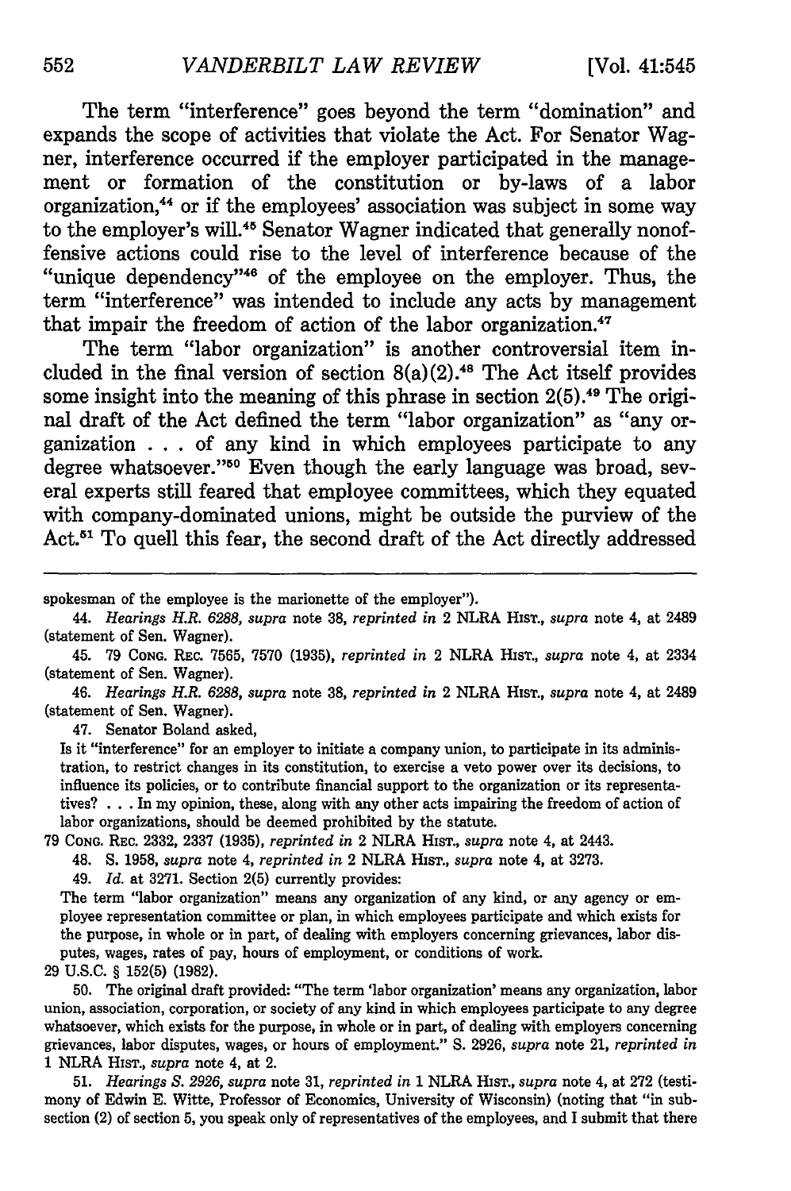The term "interference" goes beyond the term "domination" and expands the scope of activities that violate the Act. For Senator Wagner, interference occurred if the employer participated in the management or formation of the constitution or by-laws of a labor organization,[44] or if the employees' association was subject in some way to the employer's will.[45] Senator Wagner indicated that generally nonoffensive actions could rise to the level of interference because of the "unique dependency"[46] of the employee on the employer. Thus, the term "interference" was intended to include any acts by management that impair the freedom of action of the labor organization.[47]

The term "labor organization" is another controversial item included in the final version of section 8(a)(2).[48] The Act itself provides some insight into the meaning of this phrase in section 2(5).[49] The original draft of the Act defined the term "labor organization" as "any organization . . . of any kind in which employees participate to any degree whatsoever."[50] Even though the early language was broad, several experts still feared that employee committees, which they equated with company-dominated unions, might be outside the purview of the Act.[51] To quell this fear, the second draft of the Act directly addressed

---

spokesman of the employee is the marionette of the employer").

44. *Hearings H.R. 6288*, *supra* note 38, *reprinted in* 2 NLRA HIST., *supra* note 4, at 2489 (statement of Sen. Wagner).

45. 79 CONG. REC. 7565, 7570 (1935), *reprinted in* 2 NLRA HIST., *supra* note 4, at 2334 (statement of Sen. Wagner).

46. *Hearings H.R. 6288*, *supra* note 38, *reprinted in* 2 NLRA HIST., *supra* note 4, at 2489 (statement of Sen. Wagner).

47. Senator Boland asked,

> Is it "interference" for an employer to initiate a company union, to participate in its administration, to restrict changes in its constitution, to exercise a veto power over its decisions, to influence its policies, or to contribute financial support to the organization or its representatives? . . . In my opinion, these, along with any other acts impairing the freedom of action of labor organizations, should be deemed prohibited by the statute.

79 CONG. REC. 2332, 2337 (1935), *reprinted in* 2 NLRA HIST., *supra* note 4, at 2443.

48. S. 1958, *supra* note 4, *reprinted in* 2 NLRA HIST., *supra* note 4, at 3273.

49. *Id.* at 3271. Section 2(5) currently provides:

> The term "labor organization" means any organization of any kind, or any agency or employee representation committee or plan, in which employees participate and which exists for the purpose, in whole or in part, of dealing with employers concerning grievances, labor disputes, wages, rates of pay, hours of employment, or conditions of work.

29 U.S.C. § 152(5) (1982).

50. The original draft provided: "The term 'labor organization' means any organization, labor union, association, corporation, or society of any kind in which employees participate to any degree whatsoever, which exists for the purpose, in whole or in part, of dealing with employers concerning grievances, labor disputes, wages, or hours of employment." S. 2926, *supra* note 21, *reprinted in* 1 NLRA HIST., *supra* note 4, at 2.

51. *Hearings S. 2926*, *supra* note 31, *reprinted in* 1 NLRA HIST., *supra* note 4, at 272 (testimony of Edwin E. Witte, Professor of Economics, University of Wisconsin) (noting that "in subsection (2) of section 5, you speak only of representatives of the employees, and I submit that there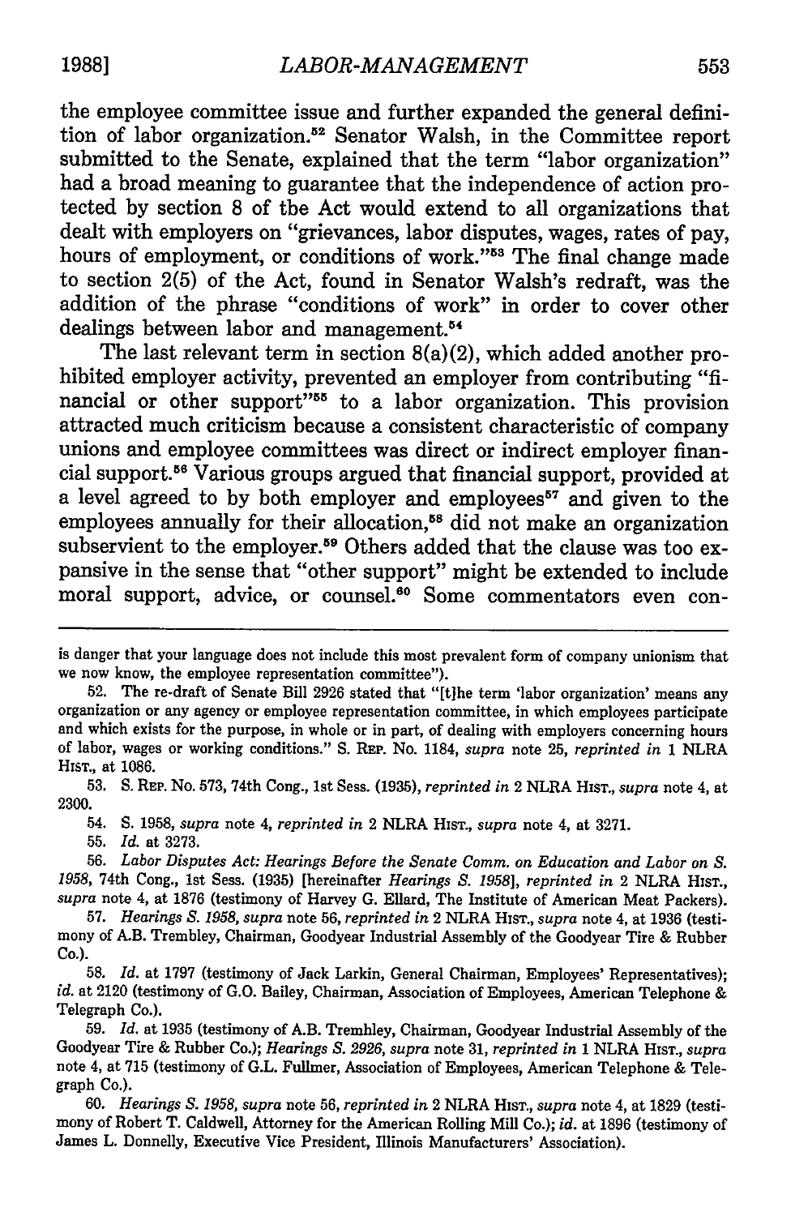the employee committee issue and further expanded the general definition of labor organization.[52] Senator Walsh, in the Committee report submitted to the Senate, explained that the term "labor organization" had a broad meaning to guarantee that the independence of action protected by section 8 of the Act would extend to all organizations that dealt with employers on "grievances, labor disputes, wages, rates of pay, hours of employment, or conditions of work."[53] The final change made to section 2(5) of the Act, found in Senator Walsh's redraft, was the addition of the phrase "conditions of work" in order to cover other dealings between labor and management.[54]

The last relevant term in section 8(a)(2), which added another prohibited employer activity, prevented an employer from contributing "financial or other support"[55] to a labor organization. This provision attracted much criticism because a consistent characteristic of company unions and employee committees was direct or indirect employer financial support.[56] Various groups argued that financial support, provided at a level agreed to by both employer and employees[57] and given to the employees annually for their allocation,[58] did not make an organization subservient to the employer.[59] Others added that the clause was too expansive in the sense that "other support" might be extended to include moral support, advice, or counsel.[60] Some commentators even con-

---

is danger that your language does not include this most prevalent form of company unionism that we now know, the employee representation committee").

52. The re-draft of Senate Bill 2926 stated that "[t]he term 'labor organization' means any organization or any agency or employee representation committee, in which employees participate and which exists for the purpose, in whole or in part, of dealing with employers concerning hours of labor, wages or working conditions." S. REP. No. 1184, *supra* note 25, *reprinted in* 1 NLRA HIST., at 1086.

53. S. REP. NO. 573, 74th Cong., 1st Sess. (1935), *reprinted in* 2 NLRA HIST., *supra* note 4, at 2300.

54. S. 1958, *supra* note 4, *reprinted in* 2 NLRA HIST., *supra* note 4, at 3271.

55. *Id.* at 3273.

56. *Labor Disputes Act: Hearings Before the Senate Comm. on Education and Labor on S. 1958*, 74th Cong., 1st Sess. (1935) [hereinafter *Hearings S. 1958*], *reprinted in* 2 NLRA HIST., *supra* note 4, at 1876 (testimony of Harvey G. Ellard, The Institute of American Meat Packers).

57. *Hearings S. 1958*, *supra* note 56, *reprinted in* 2 NLRA HIST., *supra* note 4, at 1936 (testimony of A.B. Trembley, Chairman, Goodyear Industrial Assembly of the Goodyear Tire & Rubber Co.).

58. *Id.* at 1797 (testimony of Jack Larkin, General Chairman, Employees' Representatives); *id.* at 2120 (testimony of G.O. Bailey, Chairman, Association of Employees, American Telephone & Telegraph Co.).

59. *Id.* at 1935 (testimony of A.B. Tremhley, Chairman, Goodyear Industrial Assembly of the Goodyear Tire & Rubber Co.); *Hearings S. 2926*, *supra* note 31, *reprinted in* 1 NLRA HIST., *supra* note 4, at 715 (testimony of G.L. Fullmer, Association of Employees, American Telephone & Telegraph Co.).

60. *Hearings S. 1958*, *supra* note 56, *reprinted in* 2 NLRA HIST., *supra* note 4, at 1829 (testimony of Robert T. Caldwell, Attorney for the American Rolling Mill Co.); *id.* at 1896 (testimony of James L. Donnelly, Executive Vice President, Illinois Manufacturers' Association).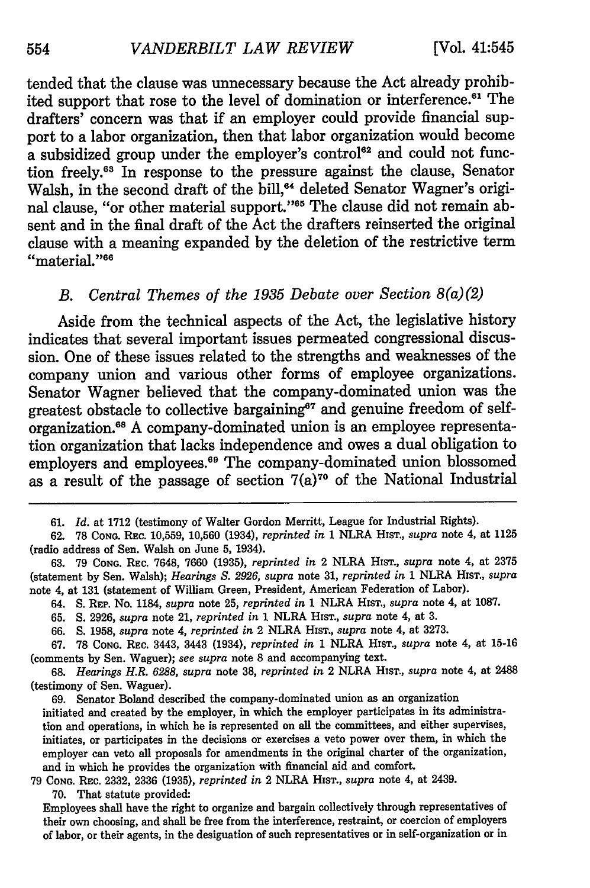tended that the clause was unnecessary because the Act already prohibited support that rose to the level of domination or interference.[61] The drafters' concern was that if an employer could provide financial support to a labor organization, then that labor organization would become a subsidized group under the employer's control[62] and could not function freely.[63] In response to the pressure against the clause, Senator Walsh, in the second draft of the bill,[64] deleted Senator Wagner's original clause, "or other material support."[65] The clause did not remain absent and in the final draft of the Act the drafters reinserted the original clause with a meaning expanded by the deletion of the restrictive term "material."[66]

### *B. Central Themes of the 1935 Debate over Section 8(a)(2)*

Aside from the technical aspects of the Act, the legislative history indicates that several important issues permeated congressional discussion. One of these issues related to the strengths and weaknesses of the company union and various other forms of employee organizations. Senator Wagner believed that the company-dominated union was the greatest obstacle to collective bargaining[67] and genuine freedom of self-organization.[68] A company-dominated union is an employee representation organization that lacks independence and owes a dual obligation to employers and employees.[69] The company-dominated union blossomed as a result of the passage of section 7(a)[70] of the National Industrial

---

61. *Id.* at 1712 (testimony of Walter Gordon Merritt, League for Industrial Rights).

62. 78 CONG. REC. 10,559, 10,560 (1934), *reprinted in* 1 NLRA HIST., *supra* note 4, at 1125 (radio address of Sen. Walsh on June 5, 1934).

63. 79 CONG. REC. 7648, 7660 (1935), *reprinted in* 2 NLRA HIST., *supra* note 4, at 2375 (statement by Sen. Walsh); *Hearings S. 2926*, *supra* note 31, *reprinted in* 1 NLRA HIST., *supra* note 4, at 131 (statement of William Green, President, American Federation of Labor).

64. S. REP. No. 1184, *supra* note 25, *reprinted in* 1 NLRA HIST., *supra* note 4, at 1087.

65. S. 2926, *supra* note 21, *reprinted in* 1 NLRA HIST., *supra* note 4, at 3.

66. S. 1958, *supra* note 4, *reprinted in* 2 NLRA HIST., *supra* note 4, at 3273.

67. 78 CONG. REC. 3443, 3443 (1934), *reprinted in* 1 NLRA HIST., *supra* note 4, at 15-16 (comments by Sen. Waguer); *see supra* note 8 and accompanying text.

68. *Hearings H.R. 6288*, *supra* note 38, *reprinted in* 2 NLRA HIST., *supra* note 4, at 2488 (testimony of Sen. Waguer).

69. Senator Boland described the company-dominated union as an organization

initiated and created by the employer, in which the employer participates in its administration and operations, in which he is represented on all the committees, and either supervises, initiates, or participates in the decisions or exercises a veto power over them, in which the employer can veto all proposals for amendments in the original charter of the organization, and in which he provides the organization with financial aid and comfort.

79 CONG. REC. 2332, 2336 (1935), *reprinted in* 2 NLRA HIST., *supra* note 4, at 2439.

70. That statute provided:

Employees shall have the right to organize and bargain collectively through representatives of their own choosing, and shall be free from the interference, restraint, or coercion of employers of labor, or their agents, in the desiguation of such representatives or in self-organization or in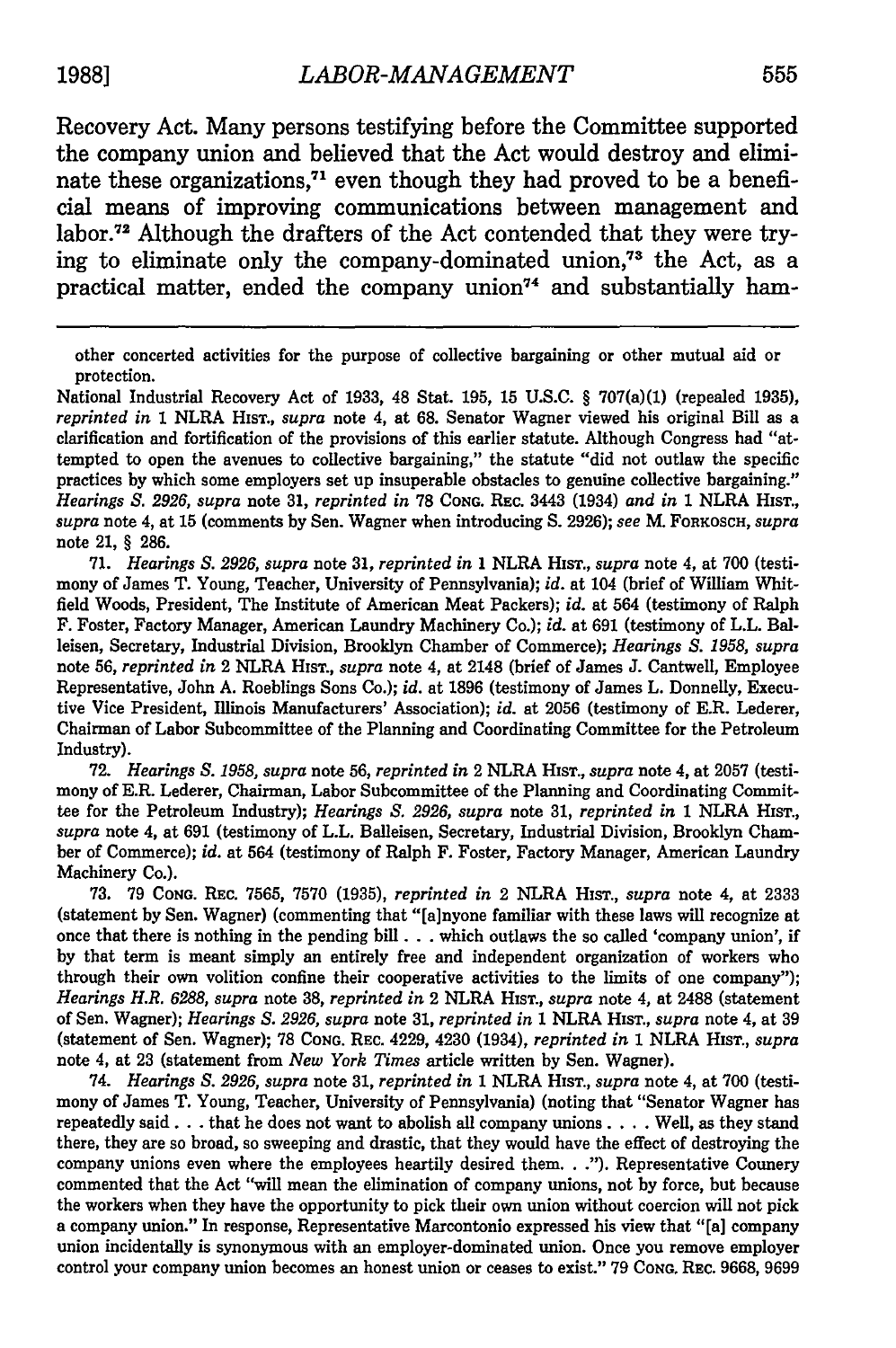Recovery Act. Many persons testifying before the Committee supported the company union and believed that the Act would destroy and eliminate these organizations,[71] even though they had proved to be a beneficial means of improving communications between management and labor.[72] Although the drafters of the Act contended that they were trying to eliminate only the company-dominated union,[73] the Act, as a practical matter, ended the company union[74] and substantially ham-

---

other concerted activities for the purpose of collective bargaining or other mutual aid or protection.

National Industrial Recovery Act of 1933, 48 Stat. 195, 15 U.S.C. § 707(a)(1) (repealed 1935), *reprinted in* 1 NLRA HIST., *supra* note 4, at 68. Senator Wagner viewed his original Bill as a clarification and fortification of the provisions of this earlier statute. Although Congress had "attempted to open the avenues to collective bargaining," the statute "did not outlaw the specific practices by which some employers set up insuperable obstacles to genuine collective bargaining." *Hearings S. 2926*, *supra* note 31, *reprinted in* 78 CONG. REC. 3443 (1934) *and in* 1 NLRA HIST., *supra* note 4, at 15 (comments by Sen. Wagner when introducing S. 2926); *see* M. FORKOSCH, *supra* note 21, § 286.

71. *Hearings S. 2926*, *supra* note 31, *reprinted in* 1 NLRA HIST., *supra* note 4, at 700 (testimony of James T. Young, Teacher, University of Pennsylvania); *id.* at 104 (brief of William Whitfield Woods, President, The Institute of American Meat Packers); *id.* at 564 (testimony of Ralph F. Foster, Factory Manager, American Laundry Machinery Co.); *id.* at 691 (testimony of L.L. Balleisen, Secretary, Industrial Division, Brooklyn Chamber of Commerce); *Hearings S. 1958*, *supra* note 56, *reprinted in* 2 NLRA HIST., *supra* note 4, at 2148 (brief of James J. Cantwell, Employee Representative, John A. Roeblings Sons Co.); *id.* at 1896 (testimony of James L. Donnelly, Executive Vice President, Illinois Manufacturers' Association); *id.* at 2056 (testimony of E.R. Lederer, Chairman of Labor Subcommittee of the Planning and Coordinating Committee for the Petroleum Industry).

72. *Hearings S. 1958*, *supra* note 56, *reprinted in* 2 NLRA HIST., *supra* note 4, at 2057 (testimony of E.R. Lederer, Chairman, Labor Subcommittee of the Planning and Coordinating Committee for the Petroleum Industry); *Hearings S. 2926*, *supra* note 31, *reprinted in* 1 NLRA HIST., *supra* note 4, at 691 (testimony of L.L. Balleisen, Secretary, Industrial Division, Brooklyn Chamber of Commerce); *id.* at 564 (testimony of Ralph F. Foster, Factory Manager, American Laundry Machinery Co.).

73. 79 CONG. REC. 7565, 7570 (1935), *reprinted in* 2 NLRA HIST., *supra* note 4, at 2333 (statement by Sen. Wagner) (commenting that "[a]nyone familiar with these laws will recognize at once that there is nothing in the pending bill . . . which outlaws the so called 'company union', if by that term is meant simply an entirely free and independent organization of workers who through their own volition confine their cooperative activities to the limits of one company"); *Hearings H.R. 6288*, *supra* note 38, *reprinted in* 2 NLRA HIST., *supra* note 4, at 2488 (statement of Sen. Wagner); *Hearings S. 2926*, *supra* note 31, *reprinted in* 1 NLRA HIST., *supra* note 4, at 39 (statement of Sen. Wagner); 78 CONG. REC. 4229, 4230 (1934), *reprinted in* 1 NLRA HIST., *supra* note 4, at 23 (statement from *New York Times* article written by Sen. Wagner).

74. *Hearings S. 2926*, *supra* note 31, *reprinted in* 1 NLRA HIST., *supra* note 4, at 700 (testimony of James T. Young, Teacher, University of Pennsylvania) (noting that "Senator Wagner has repeatedly said . . . that he does not want to abolish all company unions . . . . Well, as they stand there, they are so broad, so sweeping and drastic, that they would have the effect of destroying the company unions even where the employees heartily desired them. . ."). Representative Counery commented that the Act "will mean the elimination of company unions, not by force, but because the workers when they have the opportunity to pick their own union without coercion will not pick a company union." In response, Representative Marcontonio expressed his view that "[a] company union incidentally is synonymous with an employer-dominated union. Once you remove employer control your company union becomes an honest union or ceases to exist." 79 CONG. REC. 9668, 9699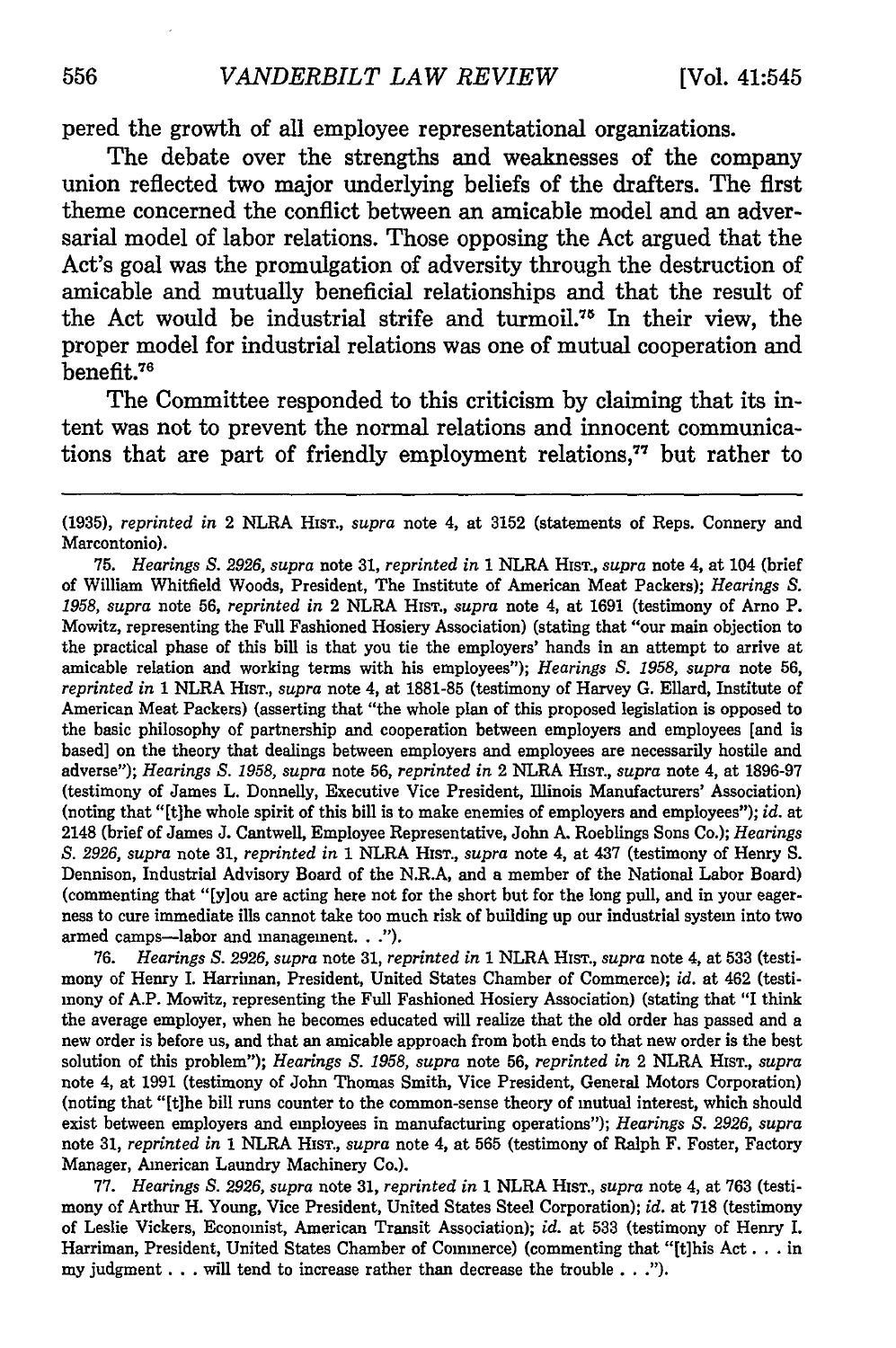pered the growth of all employee representational organizations.

The debate over the strengths and weaknesses of the company union reflected two major underlying beliefs of the drafters. The first theme concerned the conflict between an amicable model and an adversarial model of labor relations. Those opposing the Act argued that the Act's goal was the promulgation of adversity through the destruction of amicable and mutually beneficial relationships and that the result of the Act would be industrial strife and turmoil.[75] In their view, the proper model for industrial relations was one of mutual cooperation and benefit.[76]

The Committee responded to this criticism by claiming that its intent was not to prevent the normal relations and innocent communications that are part of friendly employment relations,[77] but rather to

---

(1935), *reprinted in* 2 NLRA HIST., *supra* note 4, at 3152 (statements of Reps. Connery and Marcontonio).

75. *Hearings S. 2926, supra* note 31, *reprinted in* 1 NLRA HIST., *supra* note 4, at 104 (brief of William Whitfield Woods, President, The Institute of American Meat Packers); *Hearings S. 1958, supra* note 56, *reprinted in* 2 NLRA HIST., *supra* note 4, at 1691 (testimony of Arno P. Mowitz, representing the Full Fashioned Hosiery Association) (stating that "our main objection to the practical phase of this bill is that you tie the employers' hands in an attempt to arrive at amicable relation and working terms with his employees"); *Hearings S. 1958, supra* note 56, *reprinted in* 1 NLRA HIST., *supra* note 4, at 1881-85 (testimony of Harvey G. Ellard, Institute of American Meat Packers) (asserting that "the whole plan of this proposed legislation is opposed to the basic philosophy of partnership and cooperation between employers and employees [and is based] on the theory that dealings between employers and employees are necessarily hostile and adverse"); *Hearings S. 1958, supra* note 56, *reprinted in* 2 NLRA HIST., *supra* note 4, at 1896-97 (testimony of James L. Donnelly, Executive Vice President, Illinois Manufacturers' Association) (noting that "[t]he whole spirit of this bill is to make enemies of employers and employees"); *id.* at 2148 (brief of James J. Cantwell, Employee Representative, John A. Roeblings Sons Co.); *Hearings S. 2926, supra* note 31, *reprinted in* 1 NLRA HIST., *supra* note 4, at 437 (testimony of Henry S. Dennison, Industrial Advisory Board of the N.R.A, and a member of the National Labor Board) (commenting that "[y]ou are acting here not for the short but for the long pull, and in your eagerness to cure immediate ills cannot take too much risk of building up our industrial system into two armed camps—labor and management. . .").

76. *Hearings S. 2926, supra* note 31, *reprinted in* 1 NLRA HIST., *supra* note 4, at 533 (testimony of Henry I. Harriman, President, United States Chamber of Commerce); *id.* at 462 (testimony of A.P. Mowitz, representing the Full Fashioned Hosiery Association) (stating that "I think the average employer, when he becomes educated will realize that the old order has passed and a new order is before us, and that an amicable approach from both ends to that new order is the best solution of this problem"); *Hearings S. 1958, supra* note 56, *reprinted in* 2 NLRA HIST., *supra* note 4, at 1991 (testimony of John Thomas Smith, Vice President, General Motors Corporation) (noting that "[t]he bill runs counter to the common-sense theory of mutual interest, which should exist between employers and employees in manufacturing operations"); *Hearings S. 2926, supra* note 31, *reprinted in* 1 NLRA HIST., *supra* note 4, at 565 (testimony of Ralph F. Foster, Factory Manager, American Laundry Machinery Co.).

77. *Hearings S. 2926, supra* note 31, *reprinted in* 1 NLRA HIST., *supra* note 4, at 763 (testimony of Arthur H. Young, Vice President, United States Steel Corporation); *id.* at 718 (testimony of Leslie Vickers, Economist, American Transit Association); *id.* at 533 (testimony of Henry I. Harriman, President, United States Chamber of Commerce) (commenting that "[t]his Act . . . in my judgment . . . will tend to increase rather than decrease the trouble . . .").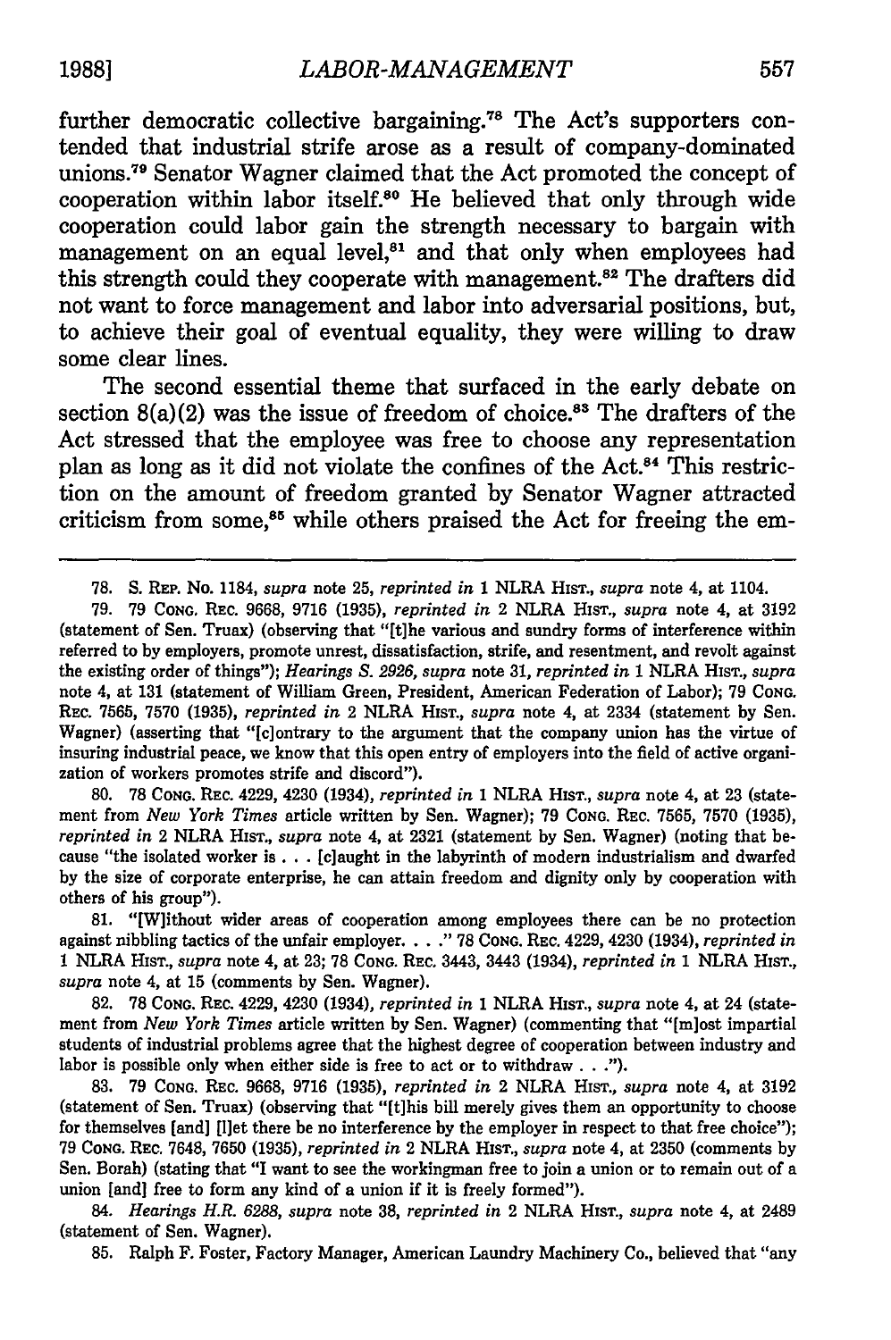further democratic collective bargaining.[78] The Act's supporters contended that industrial strife arose as a result of company-dominated unions.[79] Senator Wagner claimed that the Act promoted the concept of cooperation within labor itself.[80] He believed that only through wide cooperation could labor gain the strength necessary to bargain with management on an equal level,[81] and that only when employees had this strength could they cooperate with management.[82] The drafters did not want to force management and labor into adversarial positions, but, to achieve their goal of eventual equality, they were willing to draw some clear lines.

The second essential theme that surfaced in the early debate on section 8(a)(2) was the issue of freedom of choice.[83] The drafters of the Act stressed that the employee was free to choose any representation plan as long as it did not violate the confines of the Act.[84] This restriction on the amount of freedom granted by Senator Wagner attracted criticism from some,[85] while others praised the Act for freeing the em-

---

78. S. REP. No. 1184, *supra* note 25, *reprinted in* 1 NLRA HIST., *supra* note 4, at 1104.

79. 79 CONG. REC. 9668, 9716 (1935), *reprinted in* 2 NLRA HIST., *supra* note 4, at 3192 (statement of Sen. Truax) (observing that "[t]he various and sundry forms of interference within referred to by employers, promote unrest, dissatisfaction, strife, and resentment, and revolt against the existing order of things"); *Hearings S. 2926, supra* note 31, *reprinted in* 1 NLRA HIST., *supra* note 4, at 131 (statement of William Green, President, American Federation of Labor); 79 CONG. REC. 7565, 7570 (1935), *reprinted in* 2 NLRA HIST., *supra* note 4, at 2334 (statement by Sen. Wagner) (asserting that "[c]ontrary to the argument that the company union has the virtue of insuring industrial peace, we know that this open entry of employers into the field of active organization of workers promotes strife and discord").

80. 78 CONG. REC. 4229, 4230 (1934), *reprinted in* 1 NLRA HIST., *supra* note 4, at 23 (statement from *New York Times* article written by Sen. Wagner); 79 CONG. REC. 7565, 7570 (1935), *reprinted in* 2 NLRA HIST., *supra* note 4, at 2321 (statement by Sen. Wagner) (noting that because "the isolated worker is . . . [c]aught in the labyrinth of modern industrialism and dwarfed by the size of corporate enterprise, he can attain freedom and dignity only by cooperation with others of his group").

81. "[W]ithout wider areas of cooperation among employees there can be no protection against nibbling tactics of the unfair employer. . . ." 78 CONG. REC. 4229, 4230 (1934), *reprinted in* 1 NLRA HIST., *supra* note 4, at 23; 78 CONG. REC. 3443, 3443 (1934), *reprinted in* 1 NLRA HIST., *supra* note 4, at 15 (comments by Sen. Wagner).

82. 78 CONG. REC. 4229, 4230 (1934), *reprinted in* 1 NLRA HIST., *supra* note 4, at 24 (statement from *New York Times* article written by Sen. Wagner) (commenting that "[m]ost impartial students of industrial problems agree that the highest degree of cooperation between industry and labor is possible only when either side is free to act or to withdraw . . .").

83. 79 CONG. REC. 9668, 9716 (1935), *reprinted in* 2 NLRA HIST., *supra* note 4, at 3192 (statement of Sen. Truax) (observing that "[t]his bill merely gives them an opportunity to choose for themselves [and] [l]et there be no interference by the employer in respect to that free choice"); 79 CONG. REC. 7648, 7650 (1935), *reprinted in* 2 NLRA HIST., *supra* note 4, at 2350 (comments by Sen. Borah) (stating that "I want to see the workingman free to join a union or to remain out of a union [and] free to form any kind of a union if it is freely formed").

84. *Hearings H.R. 6288, supra* note 38, *reprinted in* 2 NLRA HIST., *supra* note 4, at 2489 (statement of Sen. Wagner).

85. Ralph F. Foster, Factory Manager, American Laundry Machinery Co., believed that "any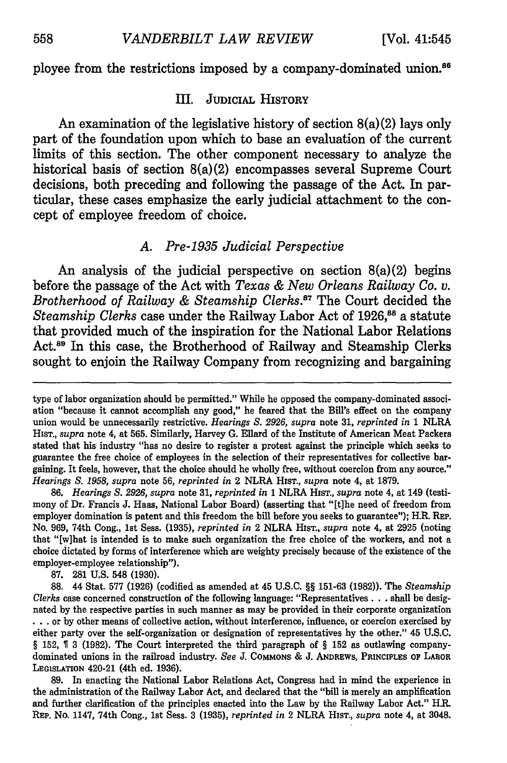ployee from the restrictions imposed by a company-dominated union.[86]

## III. Judicial History

An examination of the legislative history of section 8(a)(2) lays only part of the foundation upon which to base an evaluation of the current limits of this section. The other component necessary to analyze the historical basis of section 8(a)(2) encompasses several Supreme Court decisions, both preceding and following the passage of the Act. In particular, these cases emphasize the early judicial attachment to the concept of employee freedom of choice.

### A. *Pre-1935 Judicial Perspective*

An analysis of the judicial perspective on section 8(a)(2) begins before the passage of the Act with *Texas & New Orleans Railway Co. v. Brotherhood of Railway & Steamship Clerks*.[87] The Court decided the *Steamship Clerks* case under the Railway Labor Act of 1926,[88] a statute that provided much of the inspiration for the National Labor Relations Act.[89] In this case, the Brotherhood of Railway and Steamship Clerks sought to enjoin the Railway Company from recognizing and bargaining

---

type of labor organization should be permitted." While he opposed the company-dominated association "because it cannot accomplish any good," he feared that the Bill's effect on the company union would be unnecessarily restrictive. *Hearings S. 2926*, *supra* note 31, *reprinted in* 1 NLRA Hist., *supra* note 4, at 565. Similarly, Harvey G. Ellard of the Institute of American Meat Packers stated that his industry "has no desire to register a protest against the principle which seeks to guarantee the free choice of employees in the selection of their representatives for collective bargaining. It feels, however, that the choice should he wholly free, without coercion from any source." *Hearings S. 1958*, *supra* note 56, *reprinted in* 2 NLRA Hist., *supra* note 4, at 1879.

86. *Hearings S. 2926*, *supra* note 31, *reprinted in* 1 NLRA Hist., *supra* note 4, at 149 (testimony of Dr. Francis J. Haas, National Labor Board) (asserting that "[t]he need of freedom from employer domination is patent and this freedom the bill before you seeks to guarantee"); H.R. Rep. No. 969, 74th Cong., 1st Sess. (1935), *reprinted in* 2 NLRA Hist., *supra* note 4, at 2925 (noting that "[w]hat is intended is to make such organization the free choice of the workers, and not a choice dictated by forms of interference which are weighty precisely because of the existence of the employer-employee relationship").

87. 281 U.S. 548 (1930).

88. 44 Stat. 577 (1926) (codified as amended at 45 U.S.C. §§ 151-63 (1982)). The *Steamship Clerks* case concerned construction of the following language: "Representatives . . . shall be designated by the respective parties in such manner as may be provided in their corporate organization . . . or by other means of collective action, without interference, influence, or coercion exercised by either party over the self-organization or designation of representatives hy the other." 45 U.S.C. § 152, ¶ 3 (1982). The Court interpreted the third paragraph of § 152 as outlawing company-dominated unions in the railroad industry. *See* J. Commons & J. Andrews, Principles of Labor Legislation 420-21 (4th ed. 1936).

89. In enacting the National Labor Relations Act, Congress had in mind the experience in the administration of the Railway Labor Act, and declared that the "bill is merely an amplification and further clarification of the principles enacted into the Law by the Railway Labor Act." H.R. Rep. No. 1147, 74th Cong., 1st Sess. 3 (1935), *reprinted in* 2 NLRA Hist., *supra* note 4, at 3048.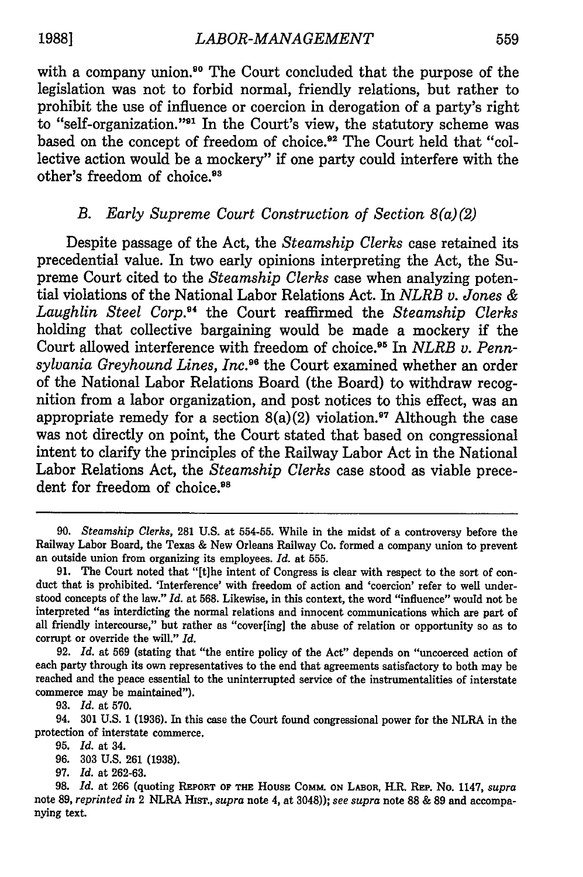with a company union.[90] The Court concluded that the purpose of the legislation was not to forbid normal, friendly relations, but rather to prohibit the use of influence or coercion in derogation of a party's right to "self-organization."[91] In the Court's view, the statutory scheme was based on the concept of freedom of choice.[92] The Court held that "collective action would be a mockery" if one party could interfere with the other's freedom of choice.[93]

### B. Early Supreme Court Construction of Section 8(a)(2)

Despite passage of the Act, the *Steamship Clerks* case retained its precedential value. In two early opinions interpreting the Act, the Supreme Court cited to the *Steamship Clerks* case when analyzing potential violations of the National Labor Relations Act. In *NLRB v. Jones & Laughlin Steel Corp.*[94] the Court reaffirmed the *Steamship Clerks* holding that collective bargaining would be made a mockery if the Court allowed interference with freedom of choice.[95] In *NLRB v. Pennsylvania Greyhound Lines, Inc.*[96] the Court examined whether an order of the National Labor Relations Board (the Board) to withdraw recognition from a labor organization, and post notices to this effect, was an appropriate remedy for a section 8(a)(2) violation.[97] Although the case was not directly on point, the Court stated that based on congressional intent to clarify the principles of the Railway Labor Act in the National Labor Relations Act, the *Steamship Clerks* case stood as viable precedent for freedom of choice.[98]

---

90. *Steamship Clerks*, 281 U.S. at 554-55. While in the midst of a controversy before the Railway Labor Board, the Texas & New Orleans Railway Co. formed a company union to prevent an outside union from organizing its employees. *Id.* at 555.

91. The Court noted that "[t]he intent of Congress is clear with respect to the sort of conduct that is prohibited. 'Interference' with freedom of action and 'coercion' refer to well understood concepts of the law." *Id.* at 568. Likewise, in this context, the word "influence" would not be interpreted "as interdicting the normal relations and innocent communications which are part of all friendly intercourse," but rather as "cover[ing] the abuse of relation or opportunity so as to corrupt or override the will." *Id.*

92. *Id.* at 569 (stating that "the entire policy of the Act" depends on "uncoerced action of each party through its own representatives to the end that agreements satisfactory to both may be reached and the peace essential to the uninterrupted service of the instrumentalities of interstate commerce may be maintained").

93. *Id.* at 570.

94. 301 U.S. 1 (1936). In this case the Court found congressional power for the NLRA in the protection of interstate commerce.

95. *Id.* at 34.

96. 303 U.S. 261 (1938).

97. *Id.* at 262-63.

98. *Id.* at 266 (quoting REPORT OF THE HOUSE COMM. ON LABOR, H.R. REP. No. 1147, *supra* note 89, *reprinted in* 2 NLRA HIST., *supra* note 4, at 3048)); *see supra* note 88 & 89 and accompanying text.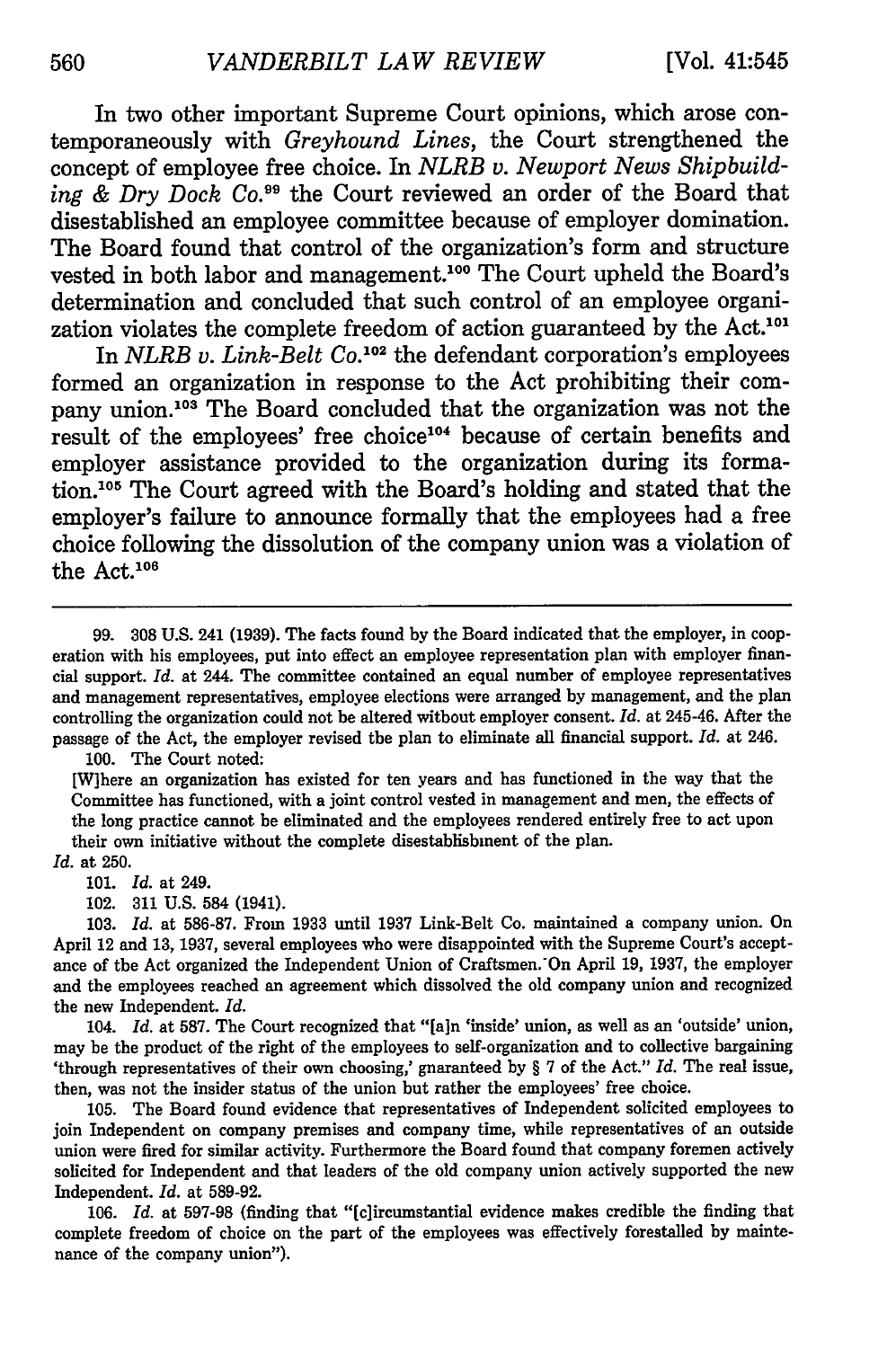In two other important Supreme Court opinions, which arose contemporaneously with *Greyhound Lines*, the Court strengthened the concept of employee free choice. In *NLRB v. Newport News Shipbuilding & Dry Dock Co.*[99] the Court reviewed an order of the Board that disestablished an employee committee because of employer domination. The Board found that control of the organization's form and structure vested in both labor and management.[100] The Court upheld the Board's determination and concluded that such control of an employee organization violates the complete freedom of action guaranteed by the Act.[101]

In *NLRB v. Link-Belt Co.*[102] the defendant corporation's employees formed an organization in response to the Act prohibiting their company union.[103] The Board concluded that the organization was not the result of the employees' free choice[104] because of certain benefits and employer assistance provided to the organization during its formation.[105] The Court agreed with the Board's holding and stated that the employer's failure to announce formally that the employees had a free choice following the dissolution of the company union was a violation of the Act.[106]

---

99. 308 U.S. 241 (1939). The facts found by the Board indicated that the employer, in cooperation with his employees, put into effect an employee representation plan with employer financial support. *Id.* at 244. The committee contained an equal number of employee representatives and management representatives, employee elections were arranged by management, and the plan controlling the organization could not be altered without employer consent. *Id.* at 245-46. After the passage of the Act, the employer revised the plan to eliminate all financial support. *Id.* at 246.

100. The Court noted:

> [W]here an organization has existed for ten years and has functioned in the way that the Committee has functioned, with a joint control vested in management and men, the effects of the long practice cannot be eliminated and the employees rendered entirely free to act upon their own initiative without the complete disestablishment of the plan.

*Id.* at 250.

101. *Id.* at 249.

102. 311 U.S. 584 (1941).

103. *Id.* at 586-87. From 1933 until 1937 Link-Belt Co. maintained a company union. On April 12 and 13, 1937, several employees who were disappointed with the Supreme Court's acceptance of the Act organized the Independent Union of Craftsmen. On April 19, 1937, the employer and the employees reached an agreement which dissolved the old company union and recognized the new Independent. *Id.*

104. *Id.* at 587. The Court recognized that "[a]n 'inside' union, as well as an 'outside' union, may be the product of the right of the employees to self-organization and to collective bargaining 'through representatives of their own choosing,' guaranteed by § 7 of the Act." *Id.* The real issue, then, was not the insider status of the union but rather the employees' free choice.

105. The Board found evidence that representatives of Independent solicited employees to join Independent on company premises and company time, while representatives of an outside union were fired for similar activity. Furthermore the Board found that company foremen actively solicited for Independent and that leaders of the old company union actively supported the new Independent. *Id.* at 589-92.

106. *Id.* at 597-98 (finding that "[c]ircumstantial evidence makes credible the finding that complete freedom of choice on the part of the employees was effectively forestalled by maintenance of the company union").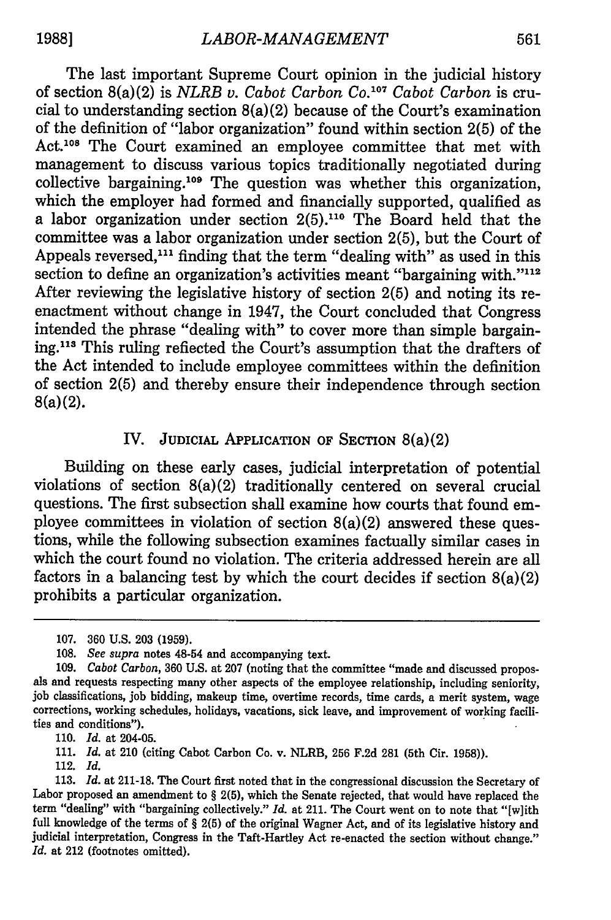The last important Supreme Court opinion in the judicial history of section 8(a)(2) is *NLRB v. Cabot Carbon Co.*[107] *Cabot Carbon* is crucial to understanding section 8(a)(2) because of the Court's examination of the definition of "labor organization" found within section 2(5) of the Act.[108] The Court examined an employee committee that met with management to discuss various topics traditionally negotiated during collective bargaining.[109] The question was whether this organization, which the employer had formed and financially supported, qualified as a labor organization under section 2(5).[110] The Board held that the committee was a labor organization under section 2(5), but the Court of Appeals reversed,[111] finding that the term "dealing with" as used in this section to define an organization's activities meant "bargaining with."[112] After reviewing the legislative history of section 2(5) and noting its reenactment without change in 1947, the Court concluded that Congress intended the phrase "dealing with" to cover more than simple bargaining.[113] This ruling reflected the Court's assumption that the drafters of the Act intended to include employee committees within the definition of section 2(5) and thereby ensure their independence through section 8(a)(2).

## IV. Judicial Application of Section 8(a)(2)

Building on these early cases, judicial interpretation of potential violations of section 8(a)(2) traditionally centered on several crucial questions. The first subsection shall examine how courts that found employee committees in violation of section 8(a)(2) answered these questions, while the following subsection examines factually similar cases in which the court found no violation. The criteria addressed herein are all factors in a balancing test by which the court decides if section 8(a)(2) prohibits a particular organization.

---

107. 360 U.S. 203 (1959).

108. *See supra* notes 48-54 and accompanying text.

109. *Cabot Carbon*, 360 U.S. at 207 (noting that the committee "made and discussed proposals and requests respecting many other aspects of the employee relationship, including seniority, job classifications, job bidding, makeup time, overtime records, time cards, a merit system, wage corrections, working schedules, holidays, vacations, sick leave, and improvement of working facilities and conditions").

110. *Id.* at 204-05.

111. *Id.* at 210 (citing Cabot Carbon Co. v. NLRB, 256 F.2d 281 (5th Cir. 1958)).

112. *Id.*

113. *Id.* at 211-18. The Court first noted that in the congressional discussion the Secretary of Labor proposed an amendment to § 2(5), which the Senate rejected, that would have replaced the term "dealing" with "bargaining collectively." *Id.* at 211. The Court went on to note that "[w]ith full knowledge of the terms of § 2(5) of the original Wagner Act, and of its legislative history and judicial interpretation, Congress in the Taft-Hartley Act re-enacted the section without change." *Id.* at 212 (footnotes omitted).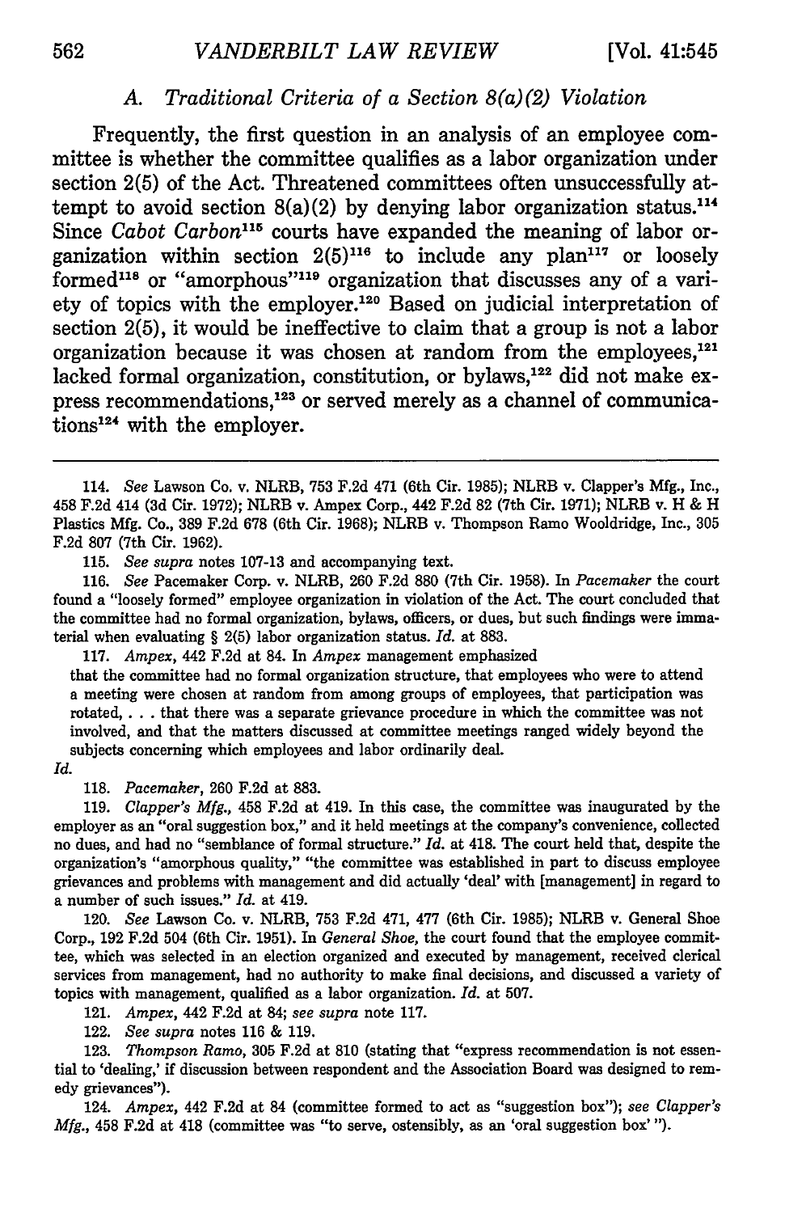### A. Traditional Criteria of a Section 8(a)(2) Violation

Frequently, the first question in an analysis of an employee committee is whether the committee qualifies as a labor organization under section 2(5) of the Act. Threatened committees often unsuccessfully attempt to avoid section 8(a)(2) by denying labor organization status.[114] Since *Cabot Carbon*[115] courts have expanded the meaning of labor organization within section 2(5)[116] to include any plan[117] or loosely formed[118] or "amorphous"[119] organization that discusses any of a variety of topics with the employer.[120] Based on judicial interpretation of section 2(5), it would be ineffective to claim that a group is not a labor organization because it was chosen at random from the employees,[121] lacked formal organization, constitution, or bylaws,[122] did not make express recommendations,[123] or served merely as a channel of communications[124] with the employer.

---

114. *See* Lawson Co. v. NLRB, 753 F.2d 471 (6th Cir. 1985); NLRB v. Clapper's Mfg., Inc., 458 F.2d 414 (3d Cir. 1972); NLRB v. Ampex Corp., 442 F.2d 82 (7th Cir. 1971); NLRB v. H & H Plastics Mfg. Co., 389 F.2d 678 (6th Cir. 1968); NLRB v. Thompson Ramo Wooldridge, Inc., 305 F.2d 807 (7th Cir. 1962).

115. *See supra* notes 107-13 and accompanying text.

116. *See* Pacemaker Corp. v. NLRB, 260 F.2d 880 (7th Cir. 1958). In *Pacemaker* the court found a "loosely formed" employee organization in violation of the Act. The court concluded that the committee had no formal organization, bylaws, officers, or dues, but such findings were immaterial when evaluating § 2(5) labor organization status. *Id.* at 883.

117. *Ampex*, 442 F.2d at 84. In *Ampex* management emphasized

> that the committee had no formal organization structure, that employees who were to attend a meeting were chosen at random from among groups of employees, that participation was rotated, . . . that there was a separate grievance procedure in which the committee was not involved, and that the matters discussed at committee meetings ranged widely beyond the subjects concerning which employees and labor ordinarily deal.

*Id.*

118. *Pacemaker*, 260 F.2d at 883.

119. *Clapper's Mfg.*, 458 F.2d at 419. In this case, the committee was inaugurated by the employer as an "oral suggestion box," and it held meetings at the company's convenience, collected no dues, and had no "semblance of formal structure." *Id.* at 418. The court held that, despite the organization's "amorphous quality," "the committee was established in part to discuss employee grievances and problems with management and did actually 'deal' with [management] in regard to a number of such issues." *Id.* at 419.

120. *See* Lawson Co. v. NLRB, 753 F.2d 471, 477 (6th Cir. 1985); NLRB v. General Shoe Corp., 192 F.2d 504 (6th Cir. 1951). In *General Shoe*, the court found that the employee committee, which was selected in an election organized and executed by management, received clerical services from management, had no authority to make final decisions, and discussed a variety of topics with management, qualified as a labor organization. *Id.* at 507.

121. *Ampex*, 442 F.2d at 84; *see supra* note 117.

122. *See supra* notes 116 & 119.

123. *Thompson Ramo*, 305 F.2d at 810 (stating that "express recommendation is not essential to 'dealing,' if discussion between respondent and the Association Board was designed to remedy grievances").

124. *Ampex*, 442 F.2d at 84 (committee formed to act as "suggestion box"); *see Clapper's Mfg.*, 458 F.2d at 418 (committee was "to serve, ostensibly, as an 'oral suggestion box' ").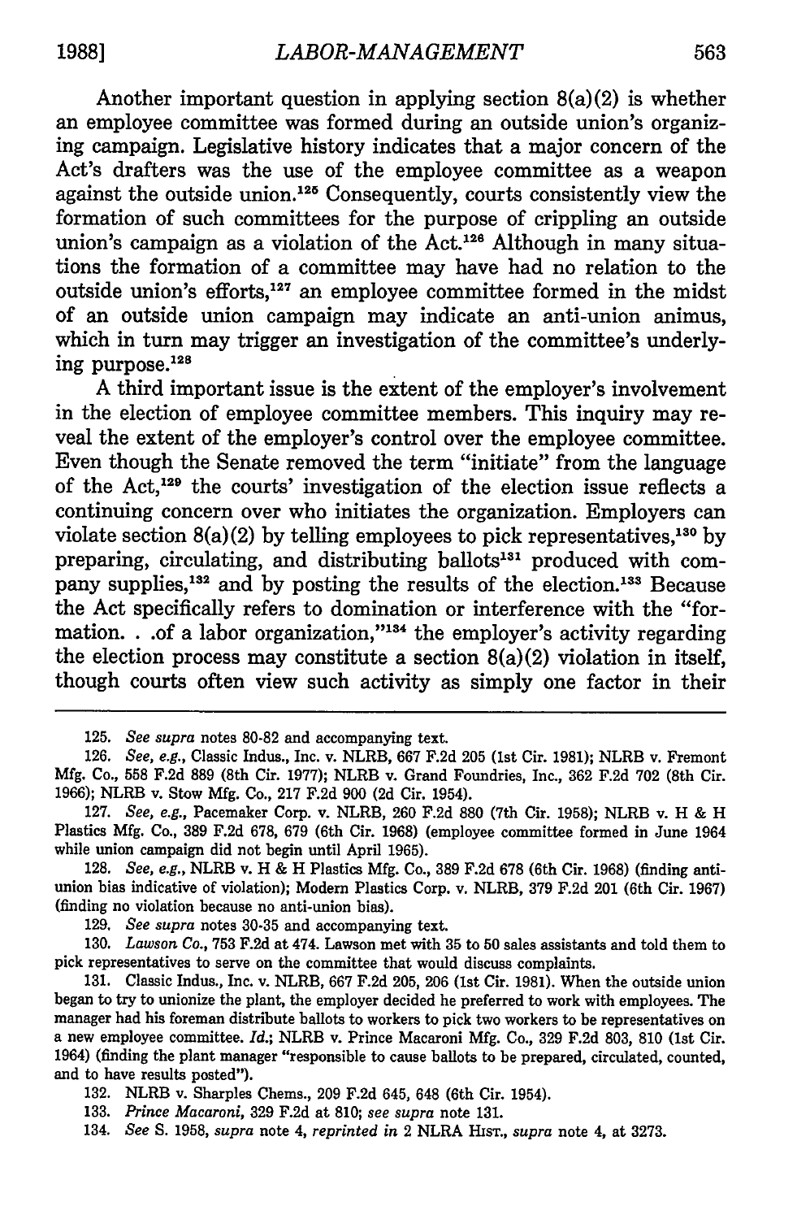Another important question in applying section 8(a)(2) is whether an employee committee was formed during an outside union's organizing campaign. Legislative history indicates that a major concern of the Act's drafters was the use of the employee committee as a weapon against the outside union.[125] Consequently, courts consistently view the formation of such committees for the purpose of crippling an outside union's campaign as a violation of the Act.[126] Although in many situations the formation of a committee may have had no relation to the outside union's efforts,[127] an employee committee formed in the midst of an outside union campaign may indicate an anti-union animus, which in turn may trigger an investigation of the committee's underlying purpose.[128]

A third important issue is the extent of the employer's involvement in the election of employee committee members. This inquiry may reveal the extent of the employer's control over the employee committee. Even though the Senate removed the term "initiate" from the language of the Act,[129] the courts' investigation of the election issue reflects a continuing concern over who initiates the organization. Employers can violate section 8(a)(2) by telling employees to pick representatives,[130] by preparing, circulating, and distributing ballots[131] produced with company supplies,[132] and by posting the results of the election.[133] Because the Act specifically refers to domination or interference with the "formation. . .of a labor organization,"[134] the employer's activity regarding the election process may constitute a section 8(a)(2) violation in itself, though courts often view such activity as simply one factor in their

---

125. *See supra* notes 80-82 and accompanying text.

126. *See, e.g.*, Classic Indus., Inc. v. NLRB, 667 F.2d 205 (1st Cir. 1981); NLRB v. Fremont Mfg. Co., 558 F.2d 889 (8th Cir. 1977); NLRB v. Grand Foundries, Inc., 362 F.2d 702 (8th Cir. 1966); NLRB v. Stow Mfg. Co., 217 F.2d 900 (2d Cir. 1954).

127. *See, e.g.*, Pacemaker Corp. v. NLRB, 260 F.2d 880 (7th Cir. 1958); NLRB v. H & H Plastics Mfg. Co., 389 F.2d 678, 679 (6th Cir. 1968) (employee committee formed in June 1964 while union campaign did not begin until April 1965).

128. *See, e.g.*, NLRB v. H & H Plastics Mfg. Co., 389 F.2d 678 (6th Cir. 1968) (finding anti-union bias indicative of violation); Modern Plastics Corp. v. NLRB, 379 F.2d 201 (6th Cir. 1967) (finding no violation because no anti-union bias).

129. *See supra* notes 30-35 and accompanying text.

130. *Lawson Co.*, 753 F.2d at 474. Lawson met with 35 to 50 sales assistants and told them to pick representatives to serve on the committee that would discuss complaints.

131. Classic Indus., Inc. v. NLRB, 667 F.2d 205, 206 (1st Cir. 1981). When the outside union began to try to unionize the plant, the employer decided he preferred to work with employees. The manager had his foreman distribute ballots to workers to pick two workers to be representatives on a new employee committee. *Id.*; NLRB v. Prince Macaroni Mfg. Co., 329 F.2d 803, 810 (1st Cir. 1964) (finding the plant manager "responsible to cause ballots to be prepared, circulated, counted, and to have results posted").

132. NLRB v. Sharples Chems., 209 F.2d 645, 648 (6th Cir. 1954).

133. *Prince Macaroni*, 329 F.2d at 810; *see supra* note 131.

134. *See* S. 1958, *supra* note 4, *reprinted in* 2 NLRA HIST., *supra* note 4, at 3273.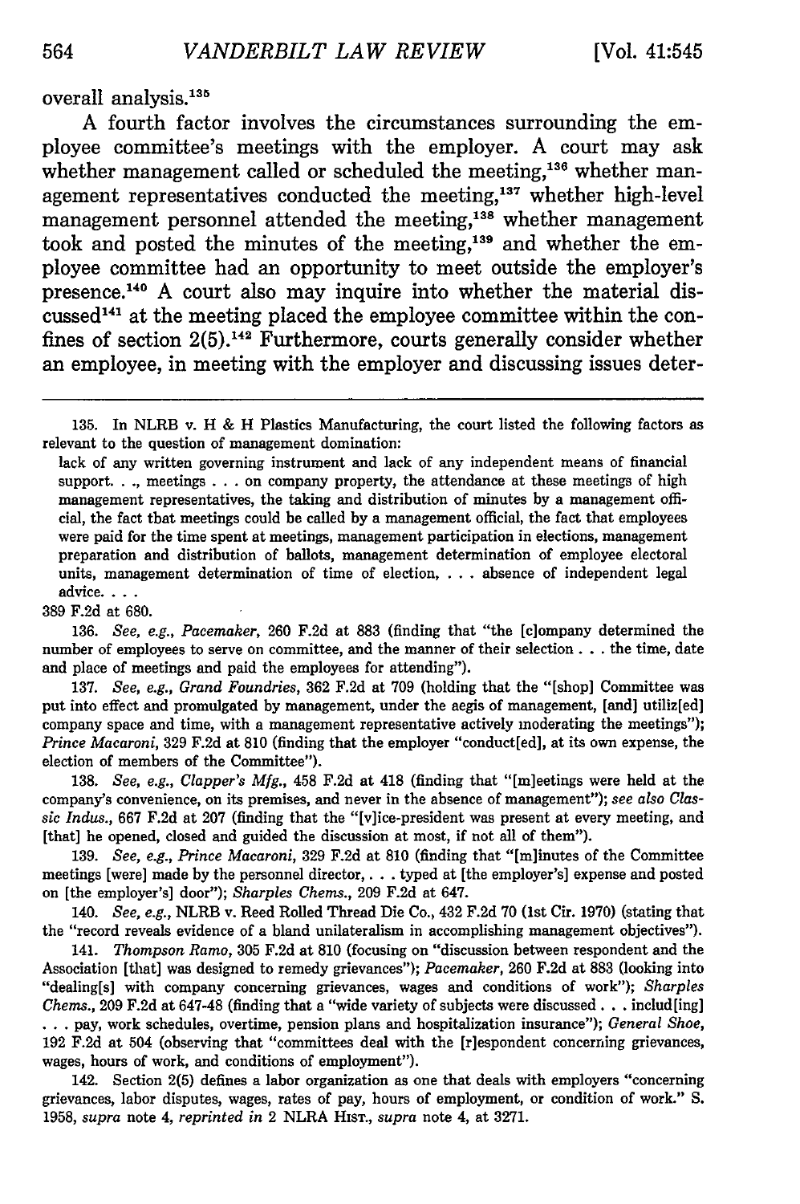overall analysis.[135]

A fourth factor involves the circumstances surrounding the employee committee's meetings with the employer. A court may ask whether management called or scheduled the meeting,[136] whether management representatives conducted the meeting,[137] whether high-level management personnel attended the meeting,[138] whether management took and posted the minutes of the meeting,[139] and whether the employee committee had an opportunity to meet outside the employer's presence.[140] A court also may inquire into whether the material discussed[141] at the meeting placed the employee committee within the confines of section 2(5).[142] Furthermore, courts generally consider whether an employee, in meeting with the employer and discussing issues deter-

---

135. In NLRB v. H & H Plastics Manufacturing, the court listed the following factors as relevant to the question of management domination:

> lack of any written governing instrument and lack of any independent means of financial support. . ., meetings . . . on company property, the attendance at these meetings of high management representatives, the taking and distribution of minutes by a management official, the fact that meetings could be called by a management official, the fact that employees were paid for the time spent at meetings, management participation in elections, management preparation and distribution of ballots, management determination of employee electoral units, management determination of time of election, . . . absence of independent legal advice. . . .

389 F.2d at 680.

136. *See, e.g., Pacemaker*, 260 F.2d at 883 (finding that "the [c]ompany determined the number of employees to serve on committee, and the manner of their selection . . . the time, date and place of meetings and paid the employees for attending").

137. *See, e.g., Grand Foundries*, 362 F.2d at 709 (holding that the "[shop] Committee was put into effect and promulgated by management, under the aegis of management, [and] utiliz[ed] company space and time, with a management representative actively moderating the meetings"); *Prince Macaroni*, 329 F.2d at 810 (finding that the employer "conduct[ed], at its own expense, the election of members of the Committee").

138. *See, e.g., Clapper's Mfg.*, 458 F.2d at 418 (finding that "[m]eetings were held at the company's convenience, on its premises, and never in the absence of management"); *see also Classic Indus.*, 667 F.2d at 207 (finding that the "[v]ice-president was present at every meeting, and [that] he opened, closed and guided the discussion at most, if not all of them").

139. *See, e.g., Prince Macaroni*, 329 F.2d at 810 (finding that "[m]inutes of the Committee meetings [were] made by the personnel director, . . . typed at [the employer's] expense and posted on [the employer's] door"); *Sharples Chems.*, 209 F.2d at 647.

140. *See, e.g.*, NLRB v. Reed Rolled Thread Die Co., 432 F.2d 70 (1st Cir. 1970) (stating that the "record reveals evidence of a bland unilateralism in accomplishing management objectives").

141. *Thompson Ramo*, 305 F.2d at 810 (focusing on "discussion between respondent and the Association [that] was designed to remedy grievances"); *Pacemaker*, 260 F.2d at 883 (looking into "dealing[s] with company concerning grievances, wages and conditions of work"); *Sharples Chems.*, 209 F.2d at 647-48 (finding that a "wide variety of subjects were discussed . . . includ[ing] . . . pay, work schedules, overtime, pension plans and hospitalization insurance"); *General Shoe*, 192 F.2d at 504 (observing that "committees deal with the [r]espondent concerning grievances, wages, hours of work, and conditions of employment").

142. Section 2(5) defines a labor organization as one that deals with employers "concerning grievances, labor disputes, wages, rates of pay, hours of employment, or condition of work." S. 1958, *supra* note 4, *reprinted in* 2 NLRA HIST., *supra* note 4, at 3271.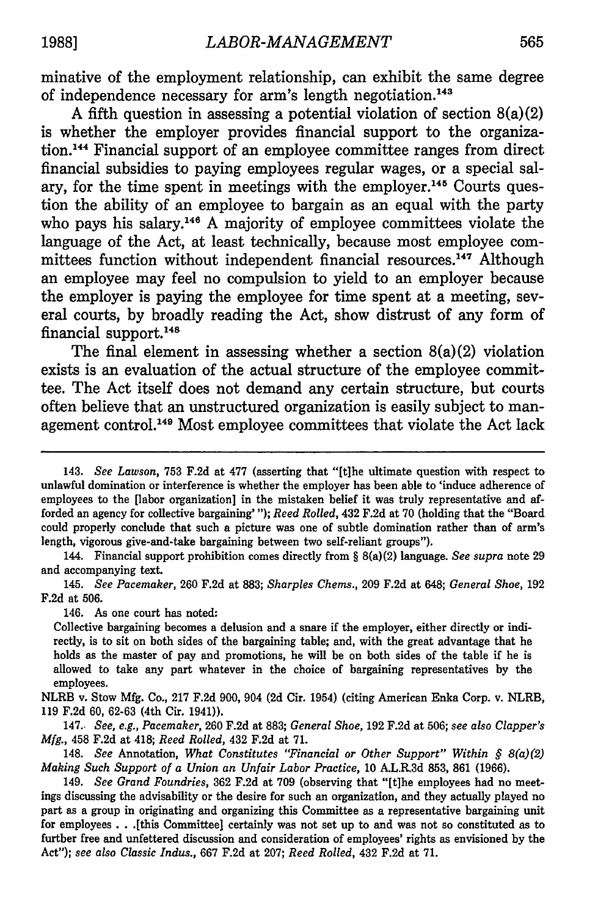minative of the employment relationship, can exhibit the same degree of independence necessary for arm's length negotiation.[143]

A fifth question in assessing a potential violation of section 8(a)(2) is whether the employer provides financial support to the organization.[144] Financial support of an employee committee ranges from direct financial subsidies to paying employees regular wages, or a special salary, for the time spent in meetings with the employer.[145] Courts question the ability of an employee to bargain as an equal with the party who pays his salary.[146] A majority of employee committees violate the language of the Act, at least technically, because most employee committees function without independent financial resources.[147] Although an employee may feel no compulsion to yield to an employer because the employer is paying the employee for time spent at a meeting, several courts, by broadly reading the Act, show distrust of any form of financial support.[148]

The final element in assessing whether a section 8(a)(2) violation exists is an evaluation of the actual structure of the employee committee. The Act itself does not demand any certain structure, but courts often believe that an unstructured organization is easily subject to management control.[149] Most employee committees that violate the Act lack

---

143. *See Lawson*, 753 F.2d at 477 (asserting that "[t]he ultimate question with respect to unlawful domination or interference is whether the employer has been able to 'induce adherence of employees to the [labor organization] in the mistaken belief it was truly representative and afforded an agency for collective bargaining' "); *Reed Rolled*, 432 F.2d at 70 (holding that the "Board could properly conclude that such a picture was one of subtle domination rather than of arm's length, vigorous give-and-take bargaining between two self-reliant groups").

144. Financial support prohibition comes directly from § 8(a)(2) language. *See supra* note 29 and accompanying text.

145. *See Pacemaker*, 260 F.2d at 883; *Sharples Chems.*, 209 F.2d at 648; *General Shoe*, 192 F.2d at 506.

146. As one court has noted:

> Collective bargaining becomes a delusion and a snare if the employer, either directly or indirectly, is to sit on both sides of the bargaining table; and, with the great advantage that he holds as the master of pay and promotions, he will be on both sides of the table if he is allowed to take any part whatever in the choice of bargaining representatives by the employees.

NLRB v. Stow Mfg. Co., 217 F.2d 900, 904 (2d Cir. 1954) (citing American Enka Corp. v. NLRB, 119 F.2d 60, 62-63 (4th Cir. 1941)).

147. *See, e.g., Pacemaker*, 260 F.2d at 883; *General Shoe*, 192 F.2d at 506; *see also Clapper's Mfg.*, 458 F.2d at 418; *Reed Rolled*, 432 F.2d at 71.

148. *See* Annotation, *What Constitutes "Financial or Other Support" Within § 8(a)(2) Making Such Support of a Union an Unfair Labor Practice*, 10 A.L.R.3d 853, 861 (1966).

149. *See Grand Foundries*, 362 F.2d at 709 (observing that "[t]he employees had no meetings discussing the advisability or the desire for such an organization, and they actually played no part as a group in originating and organizing this Committee as a representative bargaining unit for employees . . .[this Committee] certainly was not set up to and was not so constituted as to further free and unfettered discussion and consideration of employees' rights as envisioned by the Act"); *see also Classic Indus.*, 667 F.2d at 207; *Reed Rolled*, 432 F.2d at 71.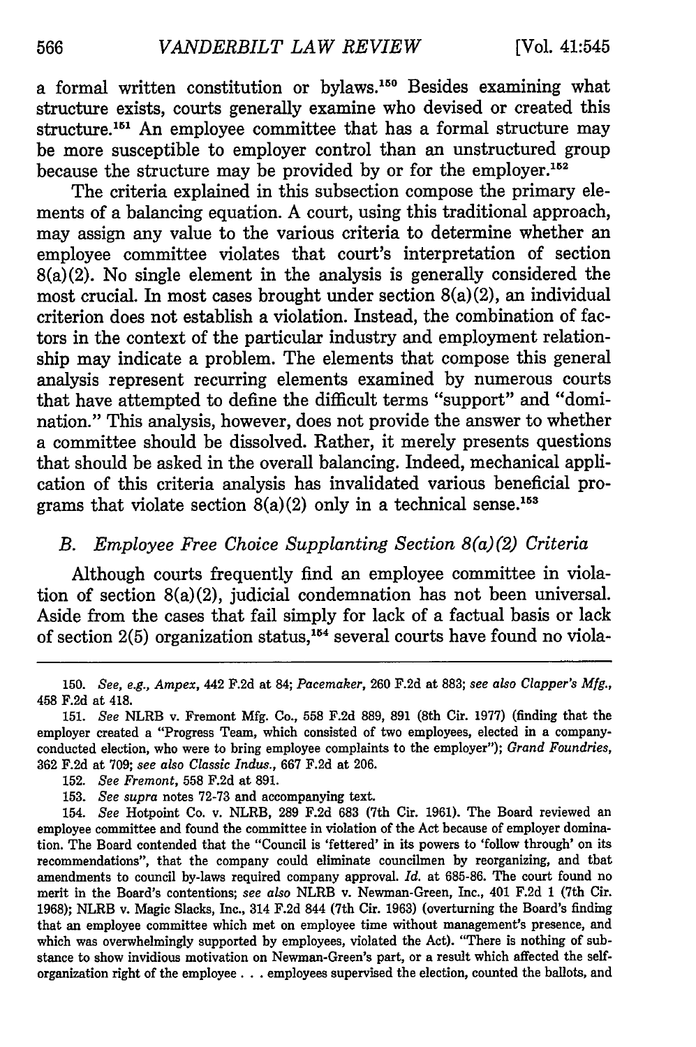a formal written constitution or bylaws.[150] Besides examining what structure exists, courts generally examine who devised or created this structure.[151] An employee committee that has a formal structure may be more susceptible to employer control than an unstructured group because the structure may be provided by or for the employer.[152]

The criteria explained in this subsection compose the primary elements of a balancing equation. A court, using this traditional approach, may assign any value to the various criteria to determine whether an employee committee violates that court's interpretation of section 8(a)(2). No single element in the analysis is generally considered the most crucial. In most cases brought under section 8(a)(2), an individual criterion does not establish a violation. Instead, the combination of factors in the context of the particular industry and employment relationship may indicate a problem. The elements that compose this general analysis represent recurring elements examined by numerous courts that have attempted to define the difficult terms "support" and "domination." This analysis, however, does not provide the answer to whether a committee should be dissolved. Rather, it merely presents questions that should be asked in the overall balancing. Indeed, mechanical application of this criteria analysis has invalidated various beneficial programs that violate section 8(a)(2) only in a technical sense.[153]

### *B. Employee Free Choice Supplanting Section 8(a)(2) Criteria*

Although courts frequently find an employee committee in violation of section 8(a)(2), judicial condemnation has not been universal. Aside from the cases that fail simply for lack of a factual basis or lack of section 2(5) organization status,[154] several courts have found no viola-

---

150. *See, e.g., Ampex*, 442 F.2d at 84; *Pacemaker*, 260 F.2d at 883; *see also Clapper's Mfg.*, 458 F.2d at 418.

151. *See* NLRB v. Fremont Mfg. Co., 558 F.2d 889, 891 (8th Cir. 1977) (finding that the employer created a "Progress Team, which consisted of two employees, elected in a company-conducted election, who were to bring employee complaints to the employer"); *Grand Foundries*, 362 F.2d at 709; *see also Classic Indus.*, 667 F.2d at 206.

152. *See Fremont*, 558 F.2d at 891.

153. *See supra* notes 72-73 and accompanying text.

154. *See* Hotpoint Co. v. NLRB, 289 F.2d 683 (7th Cir. 1961). The Board reviewed an employee committee and found the committee in violation of the Act because of employer domination. The Board contended that the "Council is 'fettered' in its powers to 'follow through' on its recommendations", that the company could eliminate councilmen by reorganizing, and that amendments to council by-laws required company approval. *Id.* at 685-86. The court found no merit in the Board's contentions; *see also* NLRB v. Newman-Green, Inc., 401 F.2d 1 (7th Cir. 1968); NLRB v. Magic Slacks, Inc., 314 F.2d 844 (7th Cir. 1963) (overturning the Board's finding that an employee committee which met on employee time without management's presence, and which was overwhelmingly supported by employees, violated the Act). "There is nothing of substance to show invidious motivation on Newman-Green's part, or a result which affected the self-organization right of the employee . . . employees supervised the election, counted the ballots, and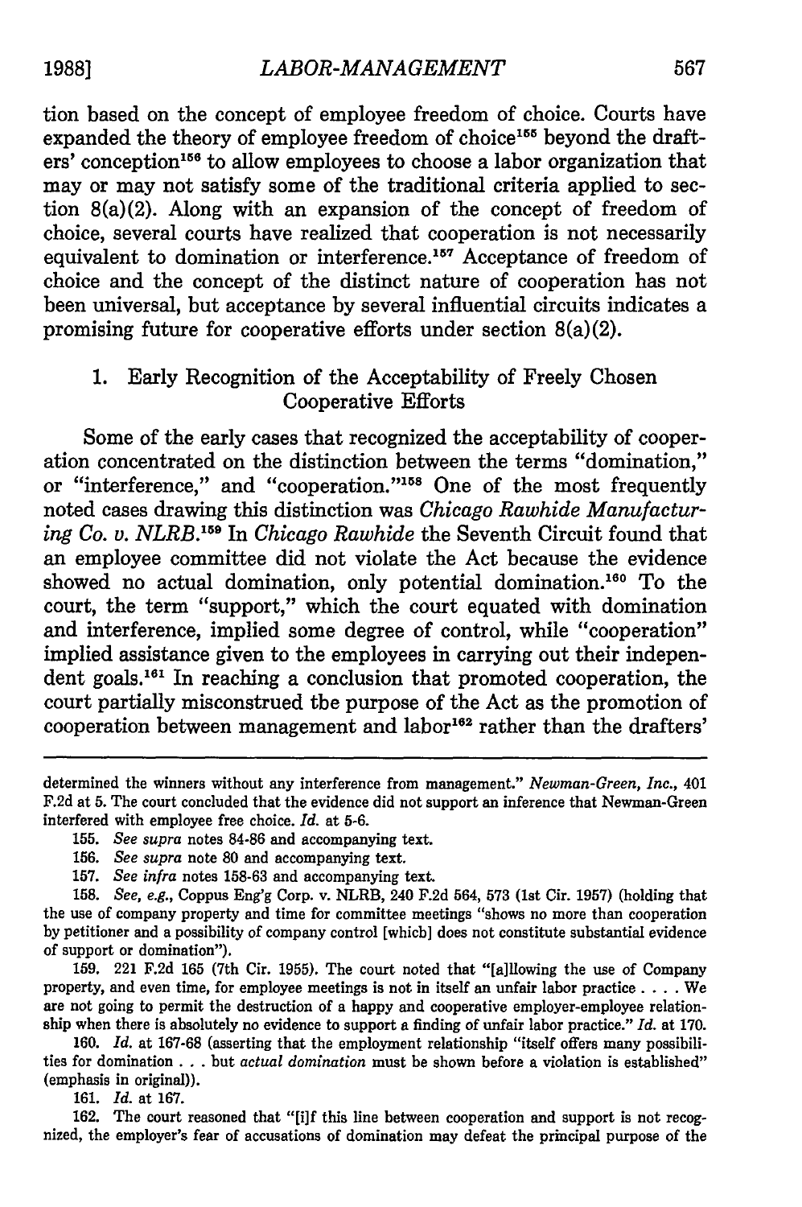tion based on the concept of employee freedom of choice. Courts have expanded the theory of employee freedom of choice[155] beyond the drafters' conception[156] to allow employees to choose a labor organization that may or may not satisfy some of the traditional criteria applied to section 8(a)(2). Along with an expansion of the concept of freedom of choice, several courts have realized that cooperation is not necessarily equivalent to domination or interference.[157] Acceptance of freedom of choice and the concept of the distinct nature of cooperation has not been universal, but acceptance by several influential circuits indicates a promising future for cooperative efforts under section 8(a)(2).

### 1. Early Recognition of the Acceptability of Freely Chosen Cooperative Efforts

Some of the early cases that recognized the acceptability of cooperation concentrated on the distinction between the terms "domination," or "interference," and "cooperation."[158] One of the most frequently noted cases drawing this distinction was *Chicago Rawhide Manufacturing Co. v. NLRB*.[159] In *Chicago Rawhide* the Seventh Circuit found that an employee committee did not violate the Act because the evidence showed no actual domination, only potential domination.[160] To the court, the term "support," which the court equated with domination and interference, implied some degree of control, while "cooperation" implied assistance given to the employees in carrying out their independent goals.[161] In reaching a conclusion that promoted cooperation, the court partially misconstrued tbe purpose of the Act as the promotion of cooperation between management and labor[162] rather than the drafters'

---

determined the winners without any interference from management." *Newman-Green, Inc.*, 401 F.2d at 5. The court concluded that the evidence did not support an inference that Newman-Green interfered with employee free choice. *Id.* at 5-6.

155. *See supra* notes 84-86 and accompanying text.

156. *See supra* note 80 and accompanying text.

157. *See infra* notes 158-63 and accompanying text.

158. *See, e.g.*, Coppus Eng'g Corp. v. NLRB, 240 F.2d 564, 573 (1st Cir. 1957) (holding that the use of company property and time for committee meetings "shows no more than cooperation by petitioner and a possibility of company control [whicb] does not constitute substantial evidence of support or domination").

159. 221 F.2d 165 (7th Cir. 1955). The court noted that "[a]llowing the use of Company property, and even time, for employee meetings is not in itself an unfair labor practice . . . . We are not going to permit the destruction of a happy and cooperative employer-employee relationship when there is absolutely no evidence to support a finding of unfair labor practice." *Id.* at 170.

160. *Id.* at 167-68 (asserting that the employment relationship "itself offers many possibilities for domination . . . but *actual domination* must be shown before a violation is established" (emphasis in original)).

161. *Id.* at 167.

162. The court reasoned that "[i]f this line between cooperation and support is not recognized, the employer's fear of accusations of domination may defeat the principal purpose of the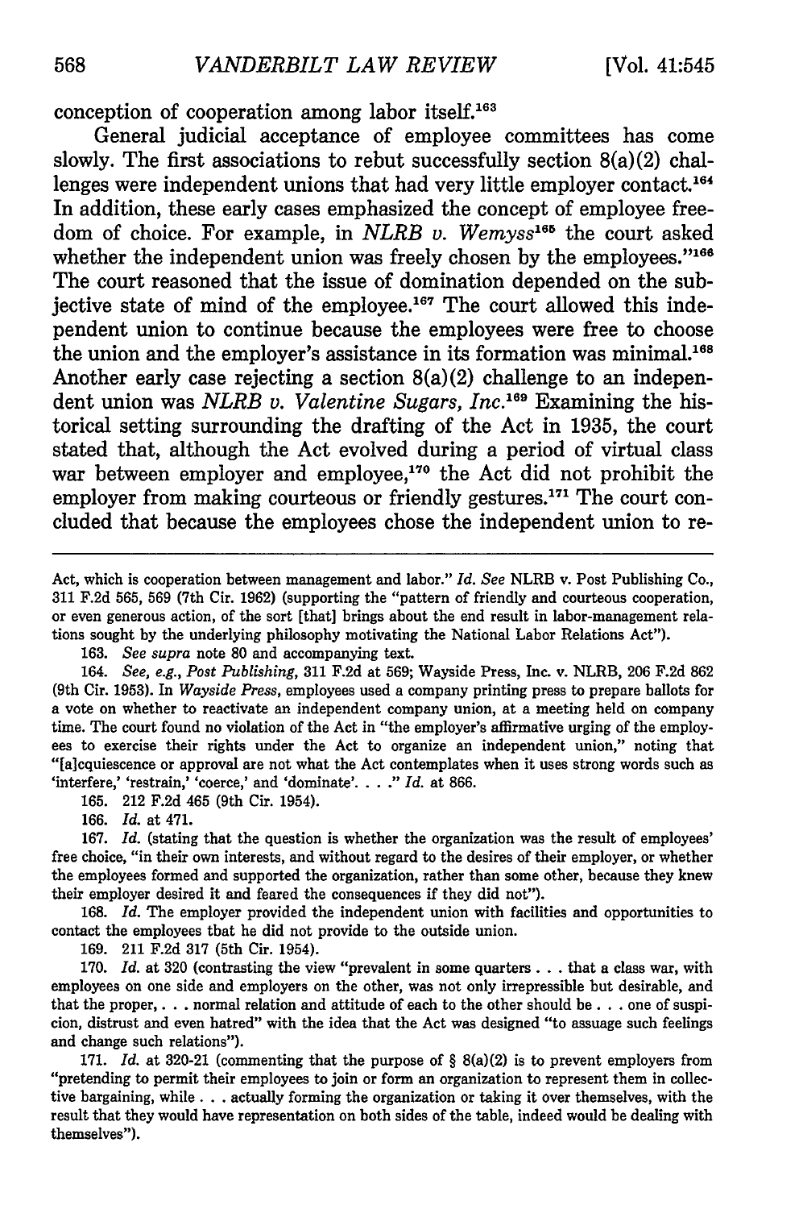conception of cooperation among labor itself.[163]

General judicial acceptance of employee committees has come slowly. The first associations to rebut successfully section 8(a)(2) challenges were independent unions that had very little employer contact.[164] In addition, these early cases emphasized the concept of employee freedom of choice. For example, in *NLRB v. Wemyss*[165] the court asked whether the independent union was freely chosen by the employees."[166] The court reasoned that the issue of domination depended on the subjective state of mind of the employee.[167] The court allowed this independent union to continue because the employees were free to choose the union and the employer's assistance in its formation was minimal.[168] Another early case rejecting a section 8(a)(2) challenge to an independent union was *NLRB v. Valentine Sugars, Inc.*[169] Examining the historical setting surrounding the drafting of the Act in 1935, the court stated that, although the Act evolved during a period of virtual class war between employer and employee,[170] the Act did not prohibit the employer from making courteous or friendly gestures.[171] The court concluded that because the employees chose the independent union to re-

---

Act, which is cooperation between management and labor." *Id.* *See* NLRB v. Post Publishing Co., 311 F.2d 565, 569 (7th Cir. 1962) (supporting the "pattern of friendly and courteous cooperation, or even generous action, of the sort [that] brings about the end result in labor-management relations sought by the underlying philosophy motivating the National Labor Relations Act").

163. *See supra* note 80 and accompanying text.

164. *See, e.g., Post Publishing*, 311 F.2d at 569; Wayside Press, Inc. v. NLRB, 206 F.2d 862 (9th Cir. 1953). In *Wayside Press*, employees used a company printing press to prepare ballots for a vote on whether to reactivate an independent company union, at a meeting held on company time. The court found no violation of the Act in "the employer's affirmative urging of the employees to exercise their rights under the Act to organize an independent union," noting that "[a]cquiescence or approval are not what the Act contemplates when it uses strong words such as 'interfere,' 'restrain,' 'coerce,' and 'dominate'. . . ." *Id.* at 866.

165. 212 F.2d 465 (9th Cir. 1954).

166. *Id.* at 471.

167. *Id.* (stating that the question is whether the organization was the result of employees' free choice, "in their own interests, and without regard to the desires of their employer, or whether the employees formed and supported the organization, rather than some other, because they knew their employer desired it and feared the consequences if they did not").

168. *Id.* The employer provided the independent union with facilities and opportunities to contact the employees that he did not provide to the outside union.

169. 211 F.2d 317 (5th Cir. 1954).

170. *Id.* at 320 (contrasting the view "prevalent in some quarters . . . that a class war, with employees on one side and employers on the other, was not only irrepressible but desirable, and that the proper, . . . normal relation and attitude of each to the other should be . . . one of suspicion, distrust and even hatred" with the idea that the Act was designed "to assuage such feelings and change such relations").

171. *Id.* at 320-21 (commenting that the purpose of § 8(a)(2) is to prevent employers from "pretending to permit their employees to join or form an organization to represent them in collective bargaining, while . . . actually forming the organization or taking it over themselves, with the result that they would have representation on both sides of the table, indeed would be dealing with themselves").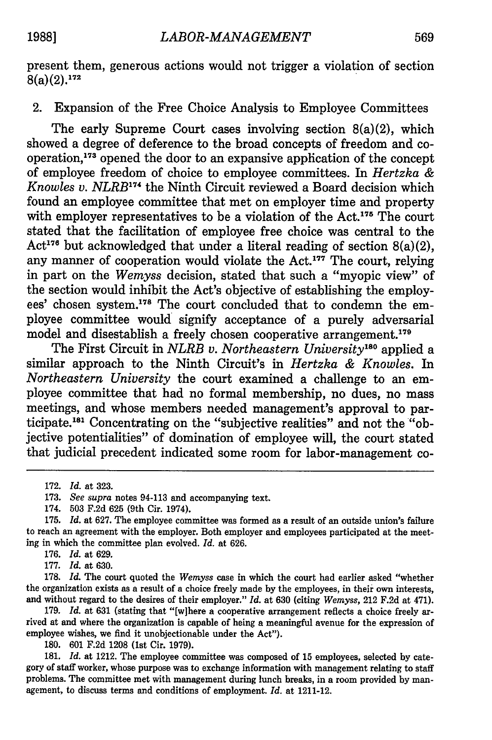present them, generous actions would not trigger a violation of section 8(a)(2).[172]

### 2. Expansion of the Free Choice Analysis to Employee Committees

The early Supreme Court cases involving section 8(a)(2), which showed a degree of deference to the broad concepts of freedom and cooperation,[173] opened the door to an expansive application of the concept of employee freedom of choice to employee committees. In *Hertzka & Knowles v. NLRB*[174] the Ninth Circuit reviewed a Board decision which found an employee committee that met on employer time and property with employer representatives to be a violation of the Act.[175] The court stated that the facilitation of employee free choice was central to the Act[176] but acknowledged that under a literal reading of section 8(a)(2), any manner of cooperation would violate the Act.[177] The court, relying in part on the *Wemyss* decision, stated that such a "myopic view" of the section would inhibit the Act's objective of establishing the employees' chosen system.[178] The court concluded that to condemn the employee committee would signify acceptance of a purely adversarial model and disestablish a freely chosen cooperative arrangement.[179]

The First Circuit in *NLRB v. Northeastern University*[180] applied a similar approach to the Ninth Circuit's in *Hertzka & Knowles*. In *Northeastern University* the court examined a challenge to an employee committee that had no formal membership, no dues, no mass meetings, and whose members needed management's approval to participate.[181] Concentrating on the "subjective realities" and not the "objective potentialities" of domination of employee will, the court stated that judicial precedent indicated some room for labor-management co-

---

172. *Id.* at 323.

173. *See supra* notes 94-113 and accompanying text.

174. 503 F.2d 625 (9th Cir. 1974).

175. *Id.* at 627. The employee committee was formed as a result of an outside union's failure to reach an agreement with the employer. Both employer and employees participated at the meeting in which the committee plan evolved. *Id.* at 626.

176. *Id.* at 629.

177. *Id.* at 630.

178. *Id.* The court quoted the *Wemyss* case in which the court had earlier asked "whether the organization exists as a result of a choice freely made by the employees, in their own interests, and without regard to the desires of their employer." *Id.* at 630 (citing *Wemyss*, 212 F.2d at 471).

179. *Id.* at 631 (stating that "[w]here a cooperative arrangement reflects a choice freely arrived at and where the organization is capable of heing a meaningful avenue for the expression of employee wishes, we find it unobjectionable under the Act").

180. 601 F.2d 1208 (1st Cir. 1979).

181. *Id.* at 1212. The employee committee was composed of 15 employees, selected by category of staff worker, whose purpose was to exchange information with management relating to staff problems. The committee met with management during lunch breaks, in a room provided by management, to discuss terms and conditions of employment. *Id.* at 1211-12.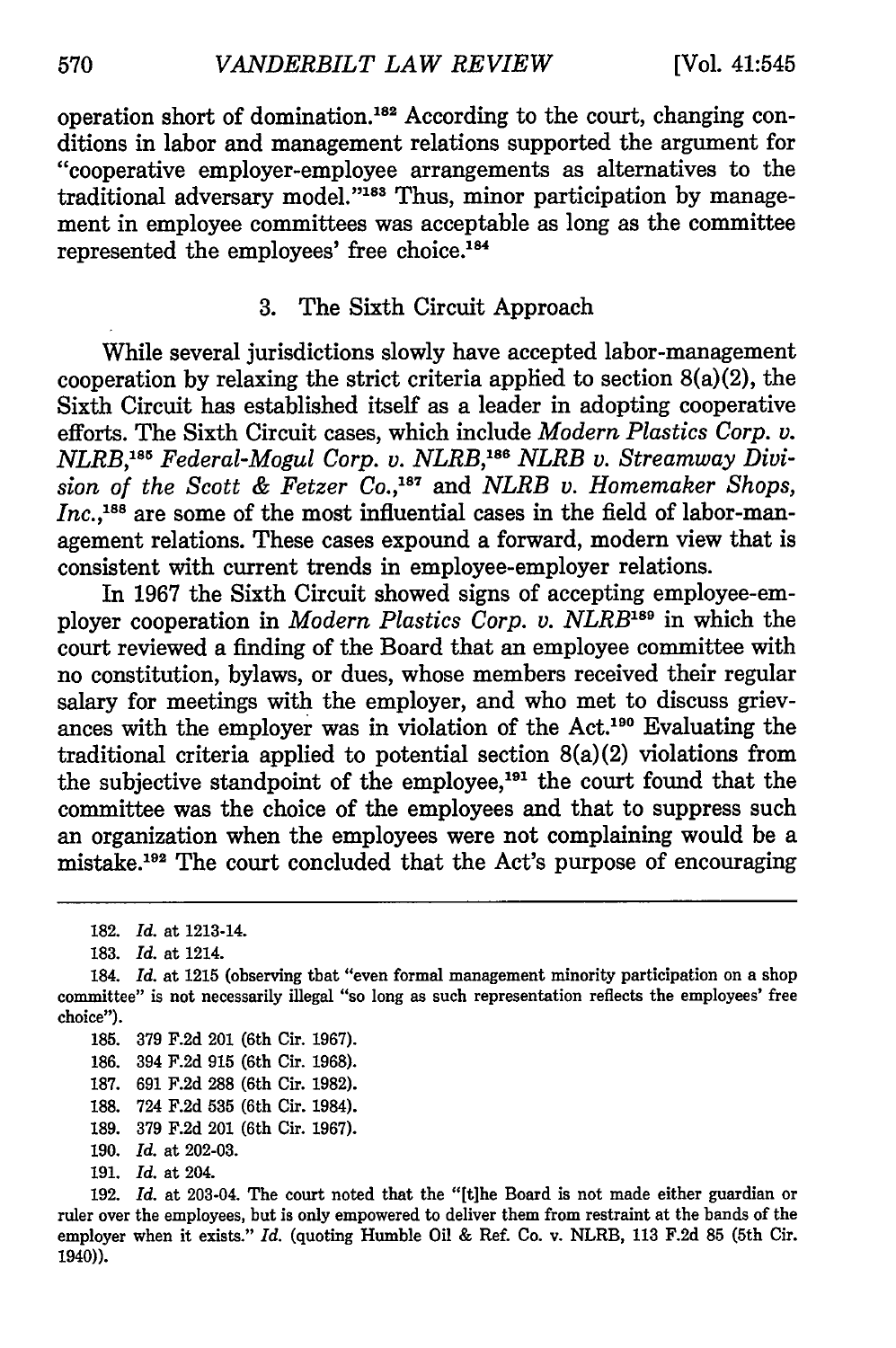operation short of domination.[182] According to the court, changing conditions in labor and management relations supported the argument for "cooperative employer-employee arrangements as alternatives to the traditional adversary model."[183] Thus, minor participation by management in employee committees was acceptable as long as the committee represented the employees' free choice.[184]

### 3. The Sixth Circuit Approach

While several jurisdictions slowly have accepted labor-management cooperation by relaxing the strict criteria applied to section 8(a)(2), the Sixth Circuit has established itself as a leader in adopting cooperative efforts. The Sixth Circuit cases, which include *Modern Plastics Corp. v. NLRB*,[185] *Federal-Mogul Corp. v. NLRB*,[186] *NLRB v. Streamway Division of the Scott & Fetzer Co.*,[187] and *NLRB v. Homemaker Shops, Inc.*,[188] are some of the most influential cases in the field of labor-management relations. These cases expound a forward, modern view that is consistent with current trends in employee-employer relations.

In 1967 the Sixth Circuit showed signs of accepting employee-employer cooperation in *Modern Plastics Corp. v. NLRB*[189] in which the court reviewed a finding of the Board that an employee committee with no constitution, bylaws, or dues, whose members received their regular salary for meetings with the employer, and who met to discuss grievances with the employer was in violation of the Act.[190] Evaluating the traditional criteria applied to potential section 8(a)(2) violations from the subjective standpoint of the employee,[191] the court found that the committee was the choice of the employees and that to suppress such an organization when the employees were not complaining would be a mistake.[192] The court concluded that the Act's purpose of encouraging

---

182. *Id.* at 1213-14.

183. *Id.* at 1214.

184. *Id.* at 1215 (observing that "even formal management minority participation on a shop committee" is not necessarily illegal "so long as such representation reflects the employees' free choice").

185. 379 F.2d 201 (6th Cir. 1967).

186. 394 F.2d 915 (6th Cir. 1968).

187. 691 F.2d 288 (6th Cir. 1982).

188. 724 F.2d 535 (6th Cir. 1984).

189. 379 F.2d 201 (6th Cir. 1967).

190. *Id.* at 202-03.

191. *Id.* at 204.

192. *Id.* at 203-04. The court noted that the "[t]he Board is not made either guardian or ruler over the employees, but is only empowered to deliver them from restraint at the bands of the employer when it exists." *Id.* (quoting Humble Oil & Ref. Co. v. NLRB, 113 F.2d 85 (5th Cir. 1940)).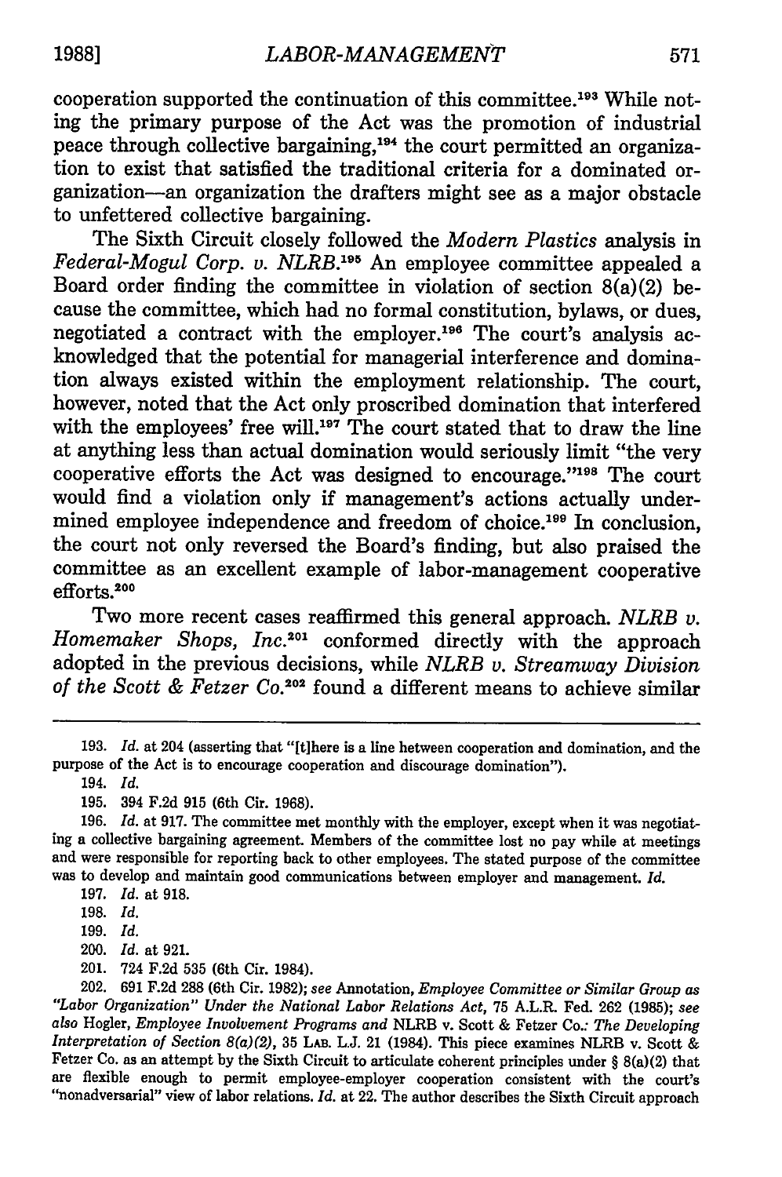cooperation supported the continuation of this committee.[193] While noting the primary purpose of the Act was the promotion of industrial peace through collective bargaining,[194] the court permitted an organization to exist that satisfied the traditional criteria for a dominated organization—an organization the drafters might see as a major obstacle to unfettered collective bargaining.

The Sixth Circuit closely followed the *Modern Plastics* analysis in *Federal-Mogul Corp. v. NLRB*.[195] An employee committee appealed a Board order finding the committee in violation of section 8(a)(2) because the committee, which had no formal constitution, bylaws, or dues, negotiated a contract with the employer.[196] The court's analysis acknowledged that the potential for managerial interference and domination always existed within the employment relationship. The court, however, noted that the Act only proscribed domination that interfered with the employees' free will.[197] The court stated that to draw the line at anything less than actual domination would seriously limit "the very cooperative efforts the Act was designed to encourage."[198] The court would find a violation only if management's actions actually undermined employee independence and freedom of choice.[199] In conclusion, the court not only reversed the Board's finding, but also praised the committee as an excellent example of labor-management cooperative efforts.[200]

Two more recent cases reaffirmed this general approach. *NLRB v. Homemaker Shops, Inc.*[201] conformed directly with the approach adopted in the previous decisions, while *NLRB v. Streamway Division of the Scott & Fetzer Co.*[202] found a different means to achieve similar

---

193. *Id.* at 204 (asserting that "[t]here is a line between cooperation and domination, and the purpose of the Act is to encourage cooperation and discourage domination").

194. *Id.*

195. 394 F.2d 915 (6th Cir. 1968).

196. *Id.* at 917. The committee met monthly with the employer, except when it was negotiating a collective bargaining agreement. Members of the committee lost no pay while at meetings and were responsible for reporting back to other employees. The stated purpose of the committee was to develop and maintain good communications between employer and management. *Id.*

197. *Id.* at 918.

198. *Id.*

199. *Id.*

200. *Id.* at 921.

201. 724 F.2d 535 (6th Cir. 1984).

202. 691 F.2d 288 (6th Cir. 1982); *see* Annotation, *Employee Committee or Similar Group as "Labor Organization" Under the National Labor Relations Act*, 75 A.L.R. Fed. 262 (1985); *see also* Hogler, *Employee Involvement Programs and* NLRB v. Scott & Fetzer Co.*: The Developing Interpretation of Section 8(a)(2)*, 35 LAB. L.J. 21 (1984). This piece examines NLRB v. Scott & Fetzer Co. as an attempt by the Sixth Circuit to articulate coherent principles under § 8(a)(2) that are flexible enough to permit employee-employer cooperation consistent with the court's "nonadversarial" view of labor relations. *Id.* at 22. The author describes the Sixth Circuit approach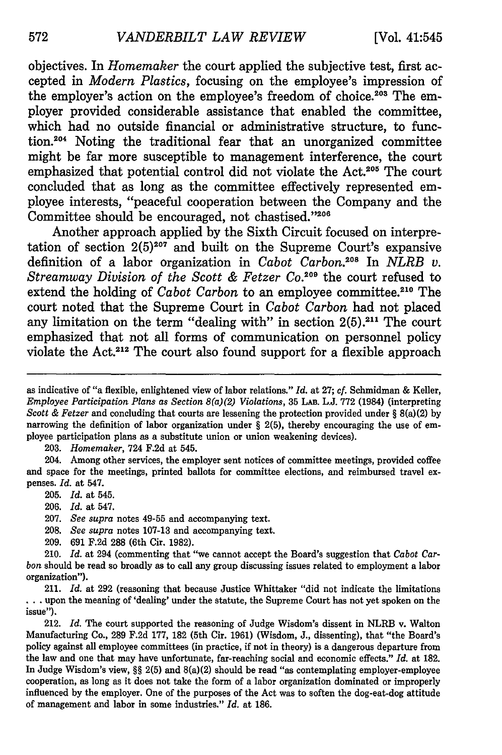objectives. In *Homemaker* the court applied the subjective test, first accepted in *Modern Plastics*, focusing on the employee's impression of the employer's action on the employee's freedom of choice.[203] The employer provided considerable assistance that enabled the committee, which had no outside financial or administrative structure, to function.[204] Noting the traditional fear that an unorganized committee might be far more susceptible to management interference, the court emphasized that potential control did not violate the Act.[205] The court concluded that as long as the committee effectively represented employee interests, "peaceful cooperation between the Company and the Committee should be encouraged, not chastised."[206]

Another approach applied by the Sixth Circuit focused on interpretation of section 2(5)[207] and built on the Supreme Court's expansive definition of a labor organization in *Cabot Carbon*.[208] In *NLRB v. Streamway Division of the Scott & Fetzer Co.*[209] the court refused to extend the holding of *Cabot Carbon* to an employee committee.[210] The court noted that the Supreme Court in *Cabot Carbon* had not placed any limitation on the term "dealing with" in section 2(5).[211] The court emphasized that not all forms of communication on personnel policy violate the Act.[212] The court also found support for a flexible approach

---

as indicative of "a flexible, enlightened view of labor relations." *Id.* at 27; *cf.* Schmidman & Keller, *Employee Participation Plans as Section 8(a)(2) Violations*, 35 LAB. L.J. 772 (1984) (interpreting *Scott & Fetzer* and concluding that courts are lessening the protection provided under § 8(a)(2) by narrowing the definition of labor organization under § 2(5), thereby encouraging the use of employee participation plans as a substitute union or union weakening devices).

203. *Homemaker*, 724 F.2d at 545.

204. Among other services, the employer sent notices of committee meetings, provided coffee and space for the meetings, printed ballots for committee elections, and reimbursed travel expenses. *Id.* at 547.

205. *Id.* at 545.

206. *Id.* at 547.

207. *See supra* notes 49-55 and accompanying text.

208. *See supra* notes 107-13 and accompanying text.

209. 691 F.2d 288 (6th Cir. 1982).

210. *Id.* at 294 (commenting that "we cannot accept the Board's suggestion that *Cabot Carbon* should be read so broadly as to call any group discussing issues related to employment a labor organization").

211. *Id.* at 292 (reasoning that because Justice Whittaker "did not indicate the limitations . . . upon the meaning of 'dealing' under the statute, the Supreme Court has not yet spoken on the issue").

212. *Id.* The court supported the reasoning of Judge Wisdom's dissent in NLRB v. Walton Manufacturing Co., 289 F.2d 177, 182 (5th Cir. 1961) (Wisdom, J., dissenting), that "the Board's policy against all employee committees (in practice, if not in theory) is a dangerous departure from the law and one that may have unfortunate, far-reaching social and economic effects." *Id.* at 182. In Judge Wisdom's view, §§ 2(5) and 8(a)(2) should be read "as contemplating employer-employee cooperation, as long as it does not take the form of a labor organization dominated or improperly influenced by the employer. One of the purposes of the Act was to soften the dog-eat-dog attitude of management and labor in some industries." *Id.* at 186.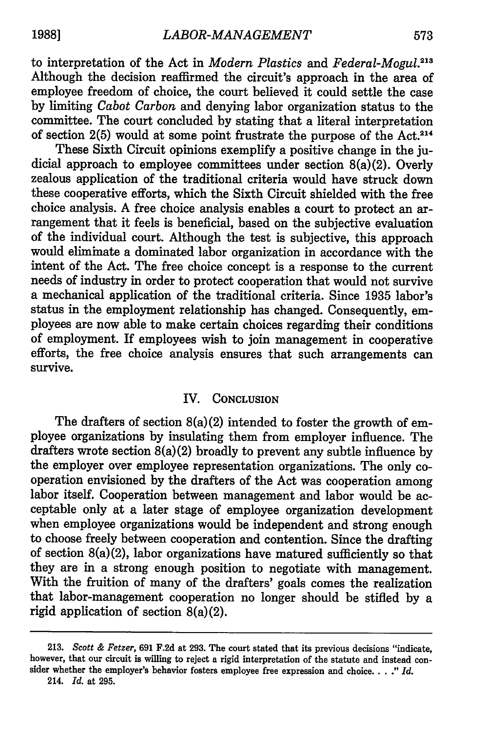to interpretation of the Act in *Modern Plastics* and *Federal-Mogul*.[213] Although the decision reaffirmed the circuit's approach in the area of employee freedom of choice, the court believed it could settle the case by limiting *Cabot Carbon* and denying labor organization status to the committee. The court concluded by stating that a literal interpretation of section 2(5) would at some point frustrate the purpose of the Act.[214]

These Sixth Circuit opinions exemplify a positive change in the judicial approach to employee committees under section 8(a)(2). Overly zealous application of the traditional criteria would have struck down these cooperative efforts, which the Sixth Circuit shielded with the free choice analysis. A free choice analysis enables a court to protect an arrangement that it feels is beneficial, based on the subjective evaluation of the individual court. Although the test is subjective, this approach would eliminate a dominated labor organization in accordance with the intent of the Act. The free choice concept is a response to the current needs of industry in order to protect cooperation that would not survive a mechanical application of the traditional criteria. Since 1935 labor's status in the employment relationship has changed. Consequently, employees are now able to make certain choices regarding their conditions of employment. If employees wish to join management in cooperative efforts, the free choice analysis ensures that such arrangements can survive.

## IV. Conclusion

The drafters of section 8(a)(2) intended to foster the growth of employee organizations by insulating them from employer influence. The drafters wrote section 8(a)(2) broadly to prevent any subtle influence by the employer over employee representation organizations. The only cooperation envisioned by the drafters of the Act was cooperation among labor itself. Cooperation between management and labor would be acceptable only at a later stage of employee organization development when employee organizations would be independent and strong enough to choose freely between cooperation and contention. Since the drafting of section 8(a)(2), labor organizations have matured sufficiently so that they are in a strong enough position to negotiate with management. With the fruition of many of the drafters' goals comes the realization that labor-management cooperation no longer should be stifled by a rigid application of section 8(a)(2).

---

213. *Scott & Fetzer*, 691 F.2d at 293. The court stated that its previous decisions "indicate, however, that our circuit is willing to reject a rigid interpretation of the statute and instead consider whether the employer's behavior fosters employee free expression and choice. . . ." *Id.*

214. *Id.* at 295.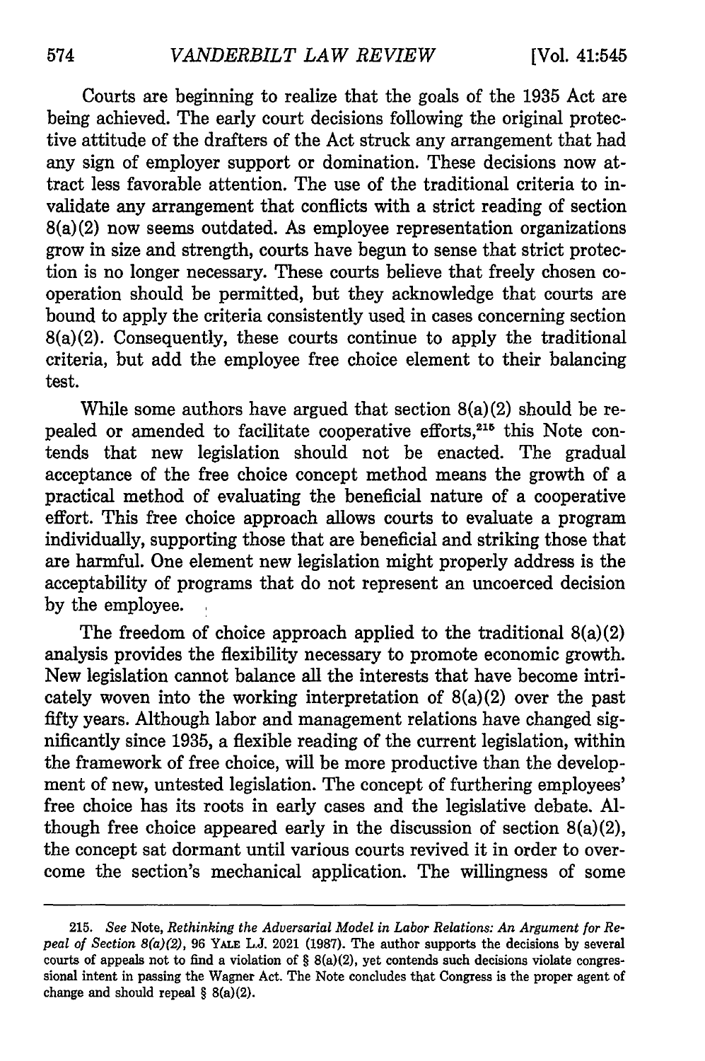Courts are beginning to realize that the goals of the 1935 Act are being achieved. The early court decisions following the original protective attitude of the drafters of the Act struck any arrangement that had any sign of employer support or domination. These decisions now attract less favorable attention. The use of the traditional criteria to invalidate any arrangement that conflicts with a strict reading of section 8(a)(2) now seems outdated. As employee representation organizations grow in size and strength, courts have begun to sense that strict protection is no longer necessary. These courts believe that freely chosen cooperation should be permitted, but they acknowledge that courts are bound to apply the criteria consistently used in cases concerning section 8(a)(2). Consequently, these courts continue to apply the traditional criteria, but add the employee free choice element to their balancing test.

While some authors have argued that section 8(a)(2) should be repealed or amended to facilitate cooperative efforts,[215] this Note contends that new legislation should not be enacted. The gradual acceptance of the free choice concept method means the growth of a practical method of evaluating the beneficial nature of a cooperative effort. This free choice approach allows courts to evaluate a program individually, supporting those that are beneficial and striking those that are harmful. One element new legislation might properly address is the acceptability of programs that do not represent an uncoerced decision by the employee.

The freedom of choice approach applied to the traditional 8(a)(2) analysis provides the flexibility necessary to promote economic growth. New legislation cannot balance all the interests that have become intricately woven into the working interpretation of 8(a)(2) over the past fifty years. Although labor and management relations have changed significantly since 1935, a flexible reading of the current legislation, within the framework of free choice, will be more productive than the development of new, untested legislation. The concept of furthering employees' free choice has its roots in early cases and the legislative debate. Although free choice appeared early in the discussion of section 8(a)(2), the concept sat dormant until various courts revived it in order to overcome the section's mechanical application. The willingness of some

---

215. *See* Note, *Rethinking the Adversarial Model in Labor Relations: An Argument for Repeal of Section 8(a)(2)*, 96 YALE L.J. 2021 (1987). The author supports the decisions by several courts of appeals not to find a violation of § 8(a)(2), yet contends such decisions violate congressional intent in passing the Wagner Act. The Note concludes that Congress is the proper agent of change and should repeal § 8(a)(2).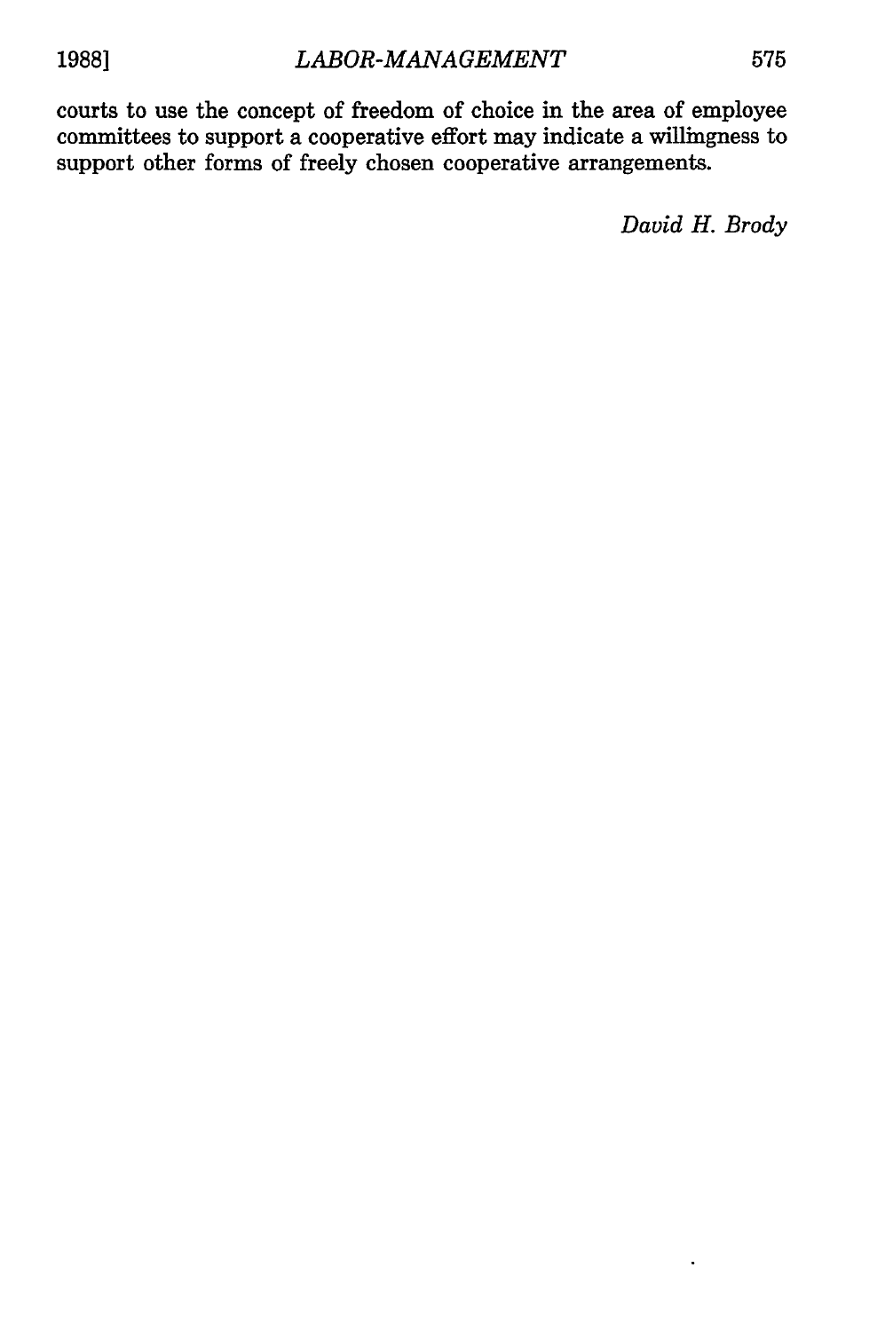courts to use the concept of freedom of choice in the area of employee committees to support a cooperative effort may indicate a willingness to support other forms of freely chosen cooperative arrangements.

*David H. Brody*